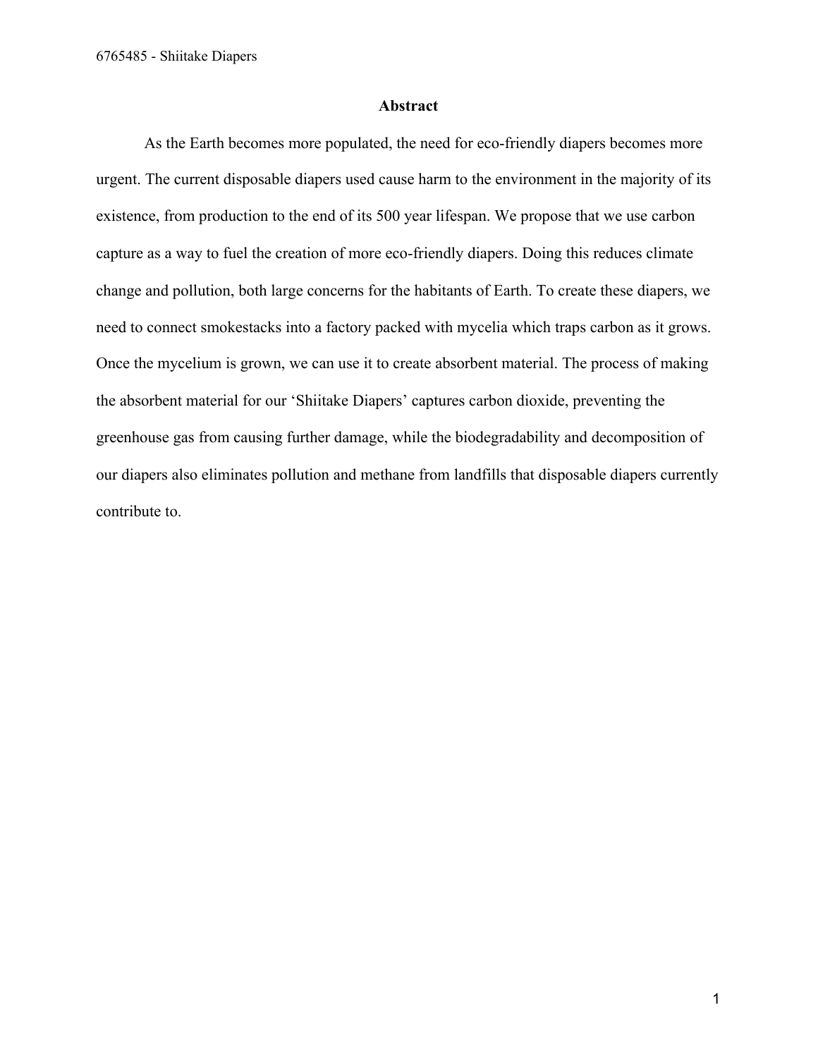## Abstract

As the Earth becomes more populated, the need for eco-friendly diapers becomes more urgent. The current disposable diapers used cause harm to the environment in the majority of its existence, from production to the end of its 500 year lifespan. We propose that we use carbon capture as a way to fuel the creation of more eco-friendly diapers. Doing this reduces climate change and pollution, both large concerns for the habitants of Earth. To create these diapers, we need to connect smokestacks into a factory packed with mycelia which traps carbon as it grows. Once the mycelium is grown, we can use it to create absorbent material. The process of making the absorbent material for our 'Shiitake Diapers' captures carbon dioxide, preventing the greenhouse gas from causing further damage, while the biodegradability and decomposition of our diapers also eliminates pollution and methane from landfills that disposable diapers currently contribute to.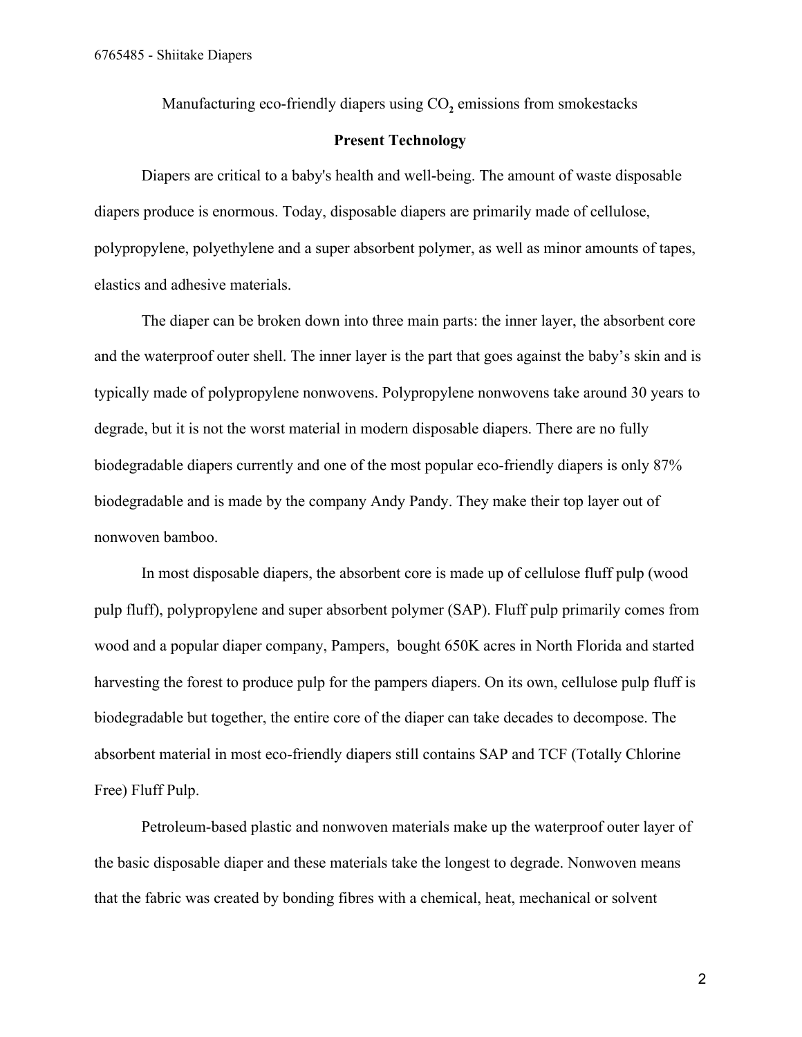Manufacturing eco-friendly diapers using $CO_2$ emissions from smokestacks

## Present Technology

Diapers are critical to a baby's health and well-being. The amount of waste disposable diapers produce is enormous. Today, disposable diapers are primarily made of cellulose, polypropylene, polyethylene and a super absorbent polymer, as well as minor amounts of tapes, elastics and adhesive materials.

The diaper can be broken down into three main parts: the inner layer, the absorbent core and the waterproof outer shell. The inner layer is the part that goes against the baby's skin and is typically made of polypropylene nonwovens. Polypropylene nonwovens take around 30 years to degrade, but it is not the worst material in modern disposable diapers. There are no fully biodegradable diapers currently and one of the most popular eco-friendly diapers is only 87% biodegradable and is made by the company Andy Pandy. They make their top layer out of nonwoven bamboo.

In most disposable diapers, the absorbent core is made up of cellulose fluff pulp (wood pulp fluff), polypropylene and super absorbent polymer (SAP). Fluff pulp primarily comes from wood and a popular diaper company, Pampers, bought 650K acres in North Florida and started harvesting the forest to produce pulp for the pampers diapers. On its own, cellulose pulp fluff is biodegradable but together, the entire core of the diaper can take decades to decompose. The absorbent material in most eco-friendly diapers still contains SAP and TCF (Totally Chlorine Free) Fluff Pulp.

Petroleum-based plastic and nonwoven materials make up the waterproof outer layer of the basic disposable diaper and these materials take the longest to degrade. Nonwoven means that the fabric was created by bonding fibres with a chemical, heat, mechanical or solvent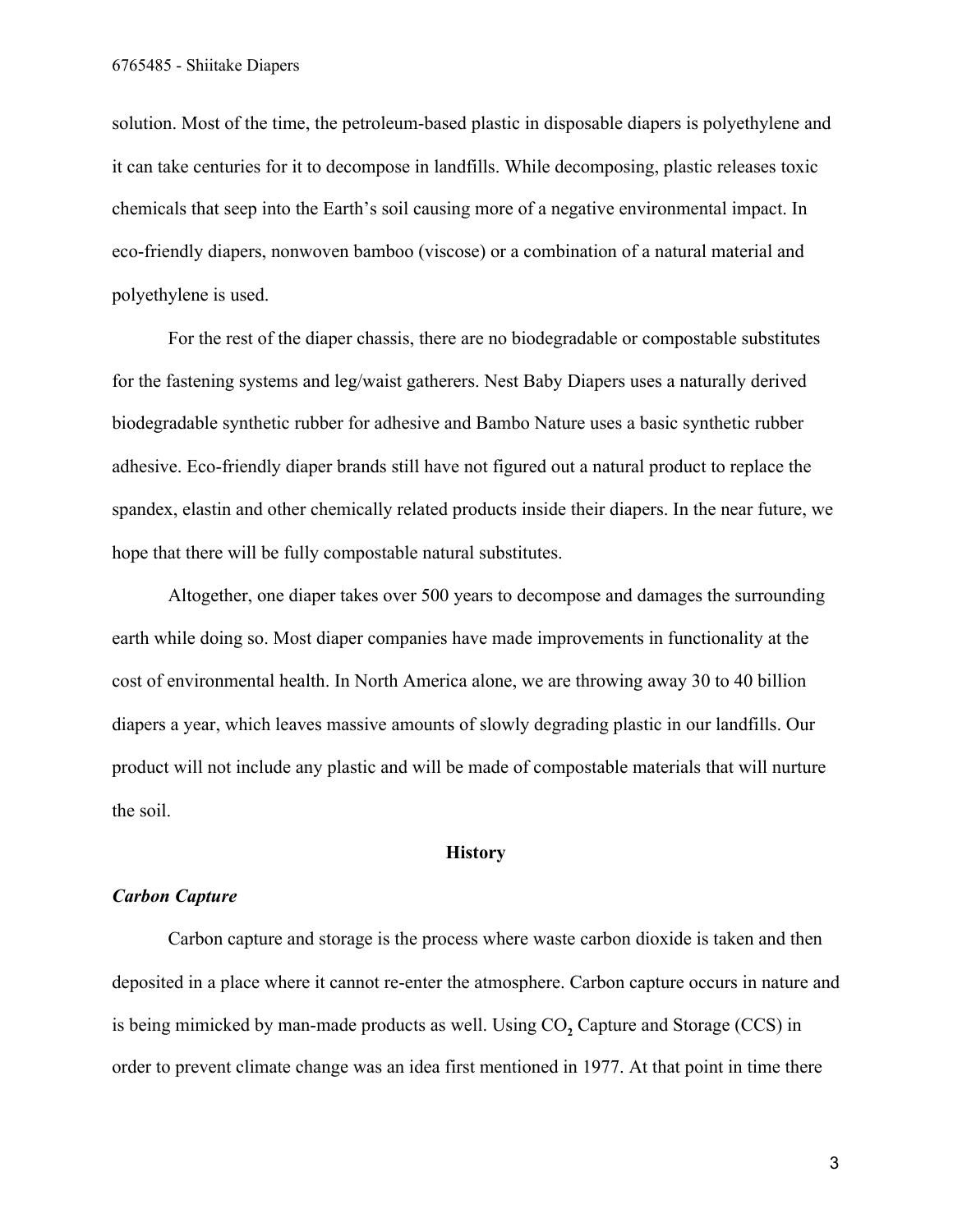solution. Most of the time, the petroleum-based plastic in disposable diapers is polyethylene and it can take centuries for it to decompose in landfills. While decomposing, plastic releases toxic chemicals that seep into the Earth's soil causing more of a negative environmental impact. In eco-friendly diapers, nonwoven bamboo (viscose) or a combination of a natural material and polyethylene is used.

For the rest of the diaper chassis, there are no biodegradable or compostable substitutes for the fastening systems and leg/waist gatherers. Nest Baby Diapers uses a naturally derived biodegradable synthetic rubber for adhesive and Bambo Nature uses a basic synthetic rubber adhesive. Eco-friendly diaper brands still have not figured out a natural product to replace the spandex, elastin and other chemically related products inside their diapers. In the near future, we hope that there will be fully compostable natural substitutes.

Altogether, one diaper takes over 500 years to decompose and damages the surrounding earth while doing so. Most diaper companies have made improvements in functionality at the cost of environmental health. In North America alone, we are throwing away 30 to 40 billion diapers a year, which leaves massive amounts of slowly degrading plastic in our landfills. Our product will not include any plastic and will be made of compostable materials that will nurture the soil.

## History

### *Carbon Capture*

Carbon capture and storage is the process where waste carbon dioxide is taken and then deposited in a place where it cannot re-enter the atmosphere. Carbon capture occurs in nature and is being mimicked by man-made products as well. Using $CO_2$ Capture and Storage (CCS) in order to prevent climate change was an idea first mentioned in 1977. At that point in time there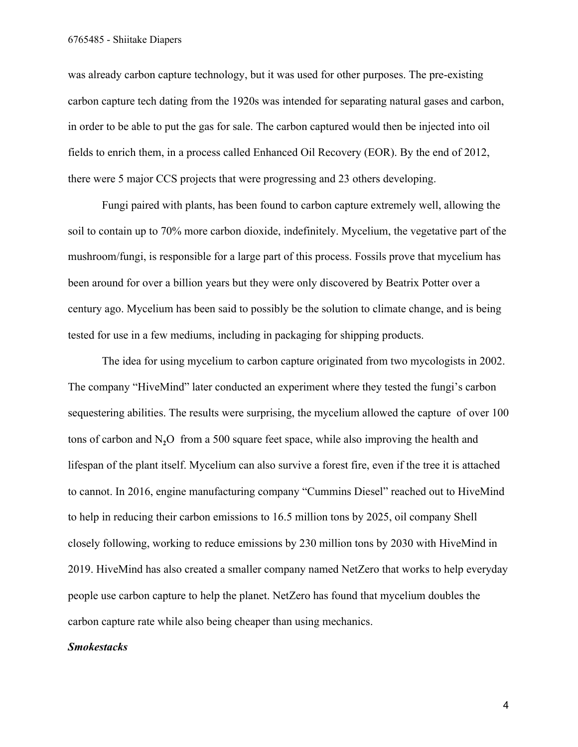was already carbon capture technology, but it was used for other purposes. The pre-existing carbon capture tech dating from the 1920s was intended for separating natural gases and carbon, in order to be able to put the gas for sale. The carbon captured would then be injected into oil fields to enrich them, in a process called Enhanced Oil Recovery (EOR). By the end of 2012, there were 5 major CCS projects that were progressing and 23 others developing.

Fungi paired with plants, has been found to carbon capture extremely well, allowing the soil to contain up to 70% more carbon dioxide, indefinitely. Mycelium, the vegetative part of the mushroom/fungi, is responsible for a large part of this process. Fossils prove that mycelium has been around for over a billion years but they were only discovered by Beatrix Potter over a century ago. Mycelium has been said to possibly be the solution to climate change, and is being tested for use in a few mediums, including in packaging for shipping products.

The idea for using mycelium to carbon capture originated from two mycologists in 2002. The company "HiveMind" later conducted an experiment where they tested the fungi's carbon sequestering abilities. The results were surprising, the mycelium allowed the capture of over 100 tons of carbon and $N_2O$ from a 500 square feet space, while also improving the health and lifespan of the plant itself. Mycelium can also survive a forest fire, even if the tree it is attached to cannot. In 2016, engine manufacturing company "Cummins Diesel" reached out to HiveMind to help in reducing their carbon emissions to 16.5 million tons by 2025, oil company Shell closely following, working to reduce emissions by 230 million tons by 2030 with HiveMind in 2019. HiveMind has also created a smaller company named NetZero that works to help everyday people use carbon capture to help the planet. NetZero has found that mycelium doubles the carbon capture rate while also being cheaper than using mechanics.

***Smokestacks***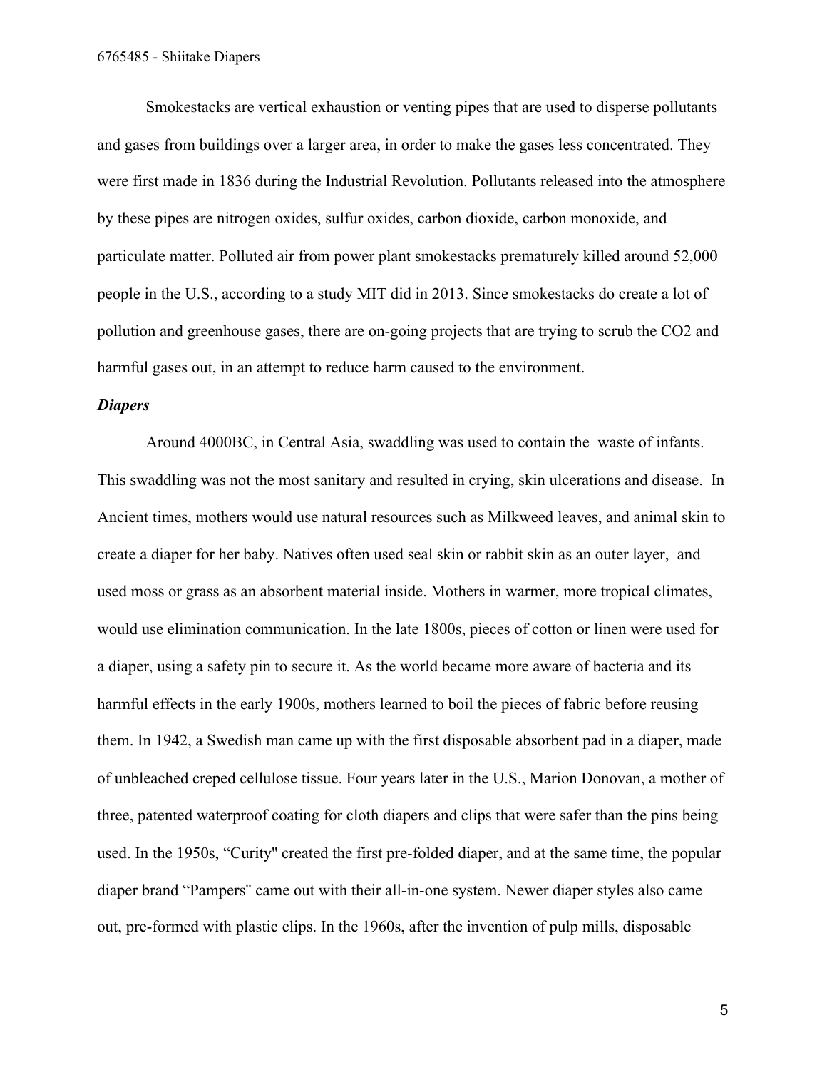Smokestacks are vertical exhaustion or venting pipes that are used to disperse pollutants and gases from buildings over a larger area, in order to make the gases less concentrated. They were first made in 1836 during the Industrial Revolution. Pollutants released into the atmosphere by these pipes are nitrogen oxides, sulfur oxides, carbon dioxide, carbon monoxide, and particulate matter. Polluted air from power plant smokestacks prematurely killed around 52,000 people in the U.S., according to a study MIT did in 2013. Since smokestacks do create a lot of pollution and greenhouse gases, there are on-going projects that are trying to scrub the $CO_2$ and harmful gases out, in an attempt to reduce harm caused to the environment.

***Diapers***

Around 4000BC, in Central Asia, swaddling was used to contain the waste of infants. This swaddling was not the most sanitary and resulted in crying, skin ulcerations and disease. In Ancient times, mothers would use natural resources such as Milkweed leaves, and animal skin to create a diaper for her baby. Natives often used seal skin or rabbit skin as an outer layer, and used moss or grass as an absorbent material inside. Mothers in warmer, more tropical climates, would use elimination communication. In the late 1800s, pieces of cotton or linen were used for a diaper, using a safety pin to secure it. As the world became more aware of bacteria and its harmful effects in the early 1900s, mothers learned to boil the pieces of fabric before reusing them. In 1942, a Swedish man came up with the first disposable absorbent pad in a diaper, made of unbleached creped cellulose tissue. Four years later in the U.S., Marion Donovan, a mother of three, patented waterproof coating for cloth diapers and clips that were safer than the pins being used. In the 1950s, “Curity" created the first pre-folded diaper, and at the same time, the popular diaper brand “Pampers" came out with their all-in-one system. Newer diaper styles also came out, pre-formed with plastic clips. In the 1960s, after the invention of pulp mills, disposable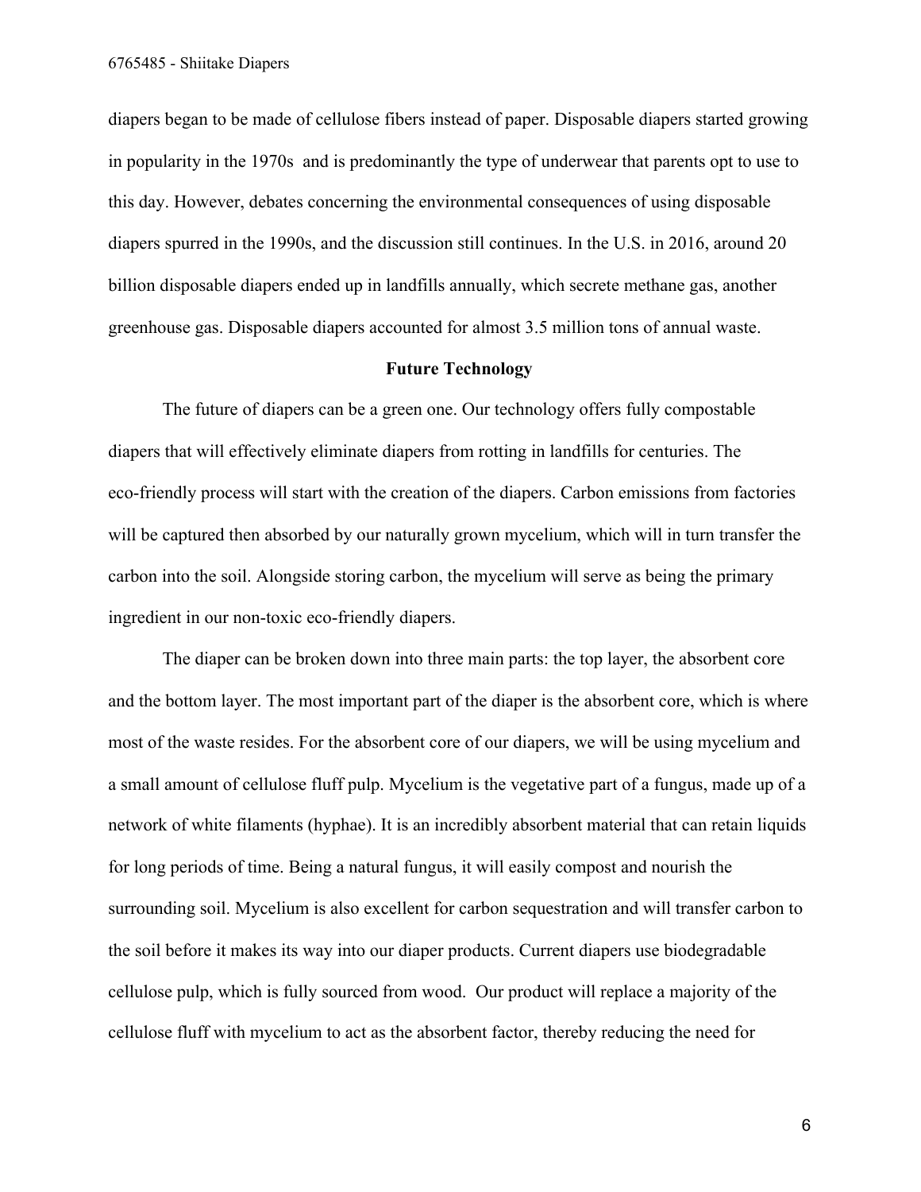diapers began to be made of cellulose fibers instead of paper. Disposable diapers started growing in popularity in the 1970s and is predominantly the type of underwear that parents opt to use to this day. However, debates concerning the environmental consequences of using disposable diapers spurred in the 1990s, and the discussion still continues. In the U.S. in 2016, around 20 billion disposable diapers ended up in landfills annually, which secrete methane gas, another greenhouse gas. Disposable diapers accounted for almost 3.5 million tons of annual waste.

## Future Technology

The future of diapers can be a green one. Our technology offers fully compostable diapers that will effectively eliminate diapers from rotting in landfills for centuries. The eco-friendly process will start with the creation of the diapers. Carbon emissions from factories will be captured then absorbed by our naturally grown mycelium, which will in turn transfer the carbon into the soil. Alongside storing carbon, the mycelium will serve as being the primary ingredient in our non-toxic eco-friendly diapers.

The diaper can be broken down into three main parts: the top layer, the absorbent core and the bottom layer. The most important part of the diaper is the absorbent core, which is where most of the waste resides. For the absorbent core of our diapers, we will be using mycelium and a small amount of cellulose fluff pulp. Mycelium is the vegetative part of a fungus, made up of a network of white filaments (hyphae). It is an incredibly absorbent material that can retain liquids for long periods of time. Being a natural fungus, it will easily compost and nourish the surrounding soil. Mycelium is also excellent for carbon sequestration and will transfer carbon to the soil before it makes its way into our diaper products. Current diapers use biodegradable cellulose pulp, which is fully sourced from wood. Our product will replace a majority of the cellulose fluff with mycelium to act as the absorbent factor, thereby reducing the need for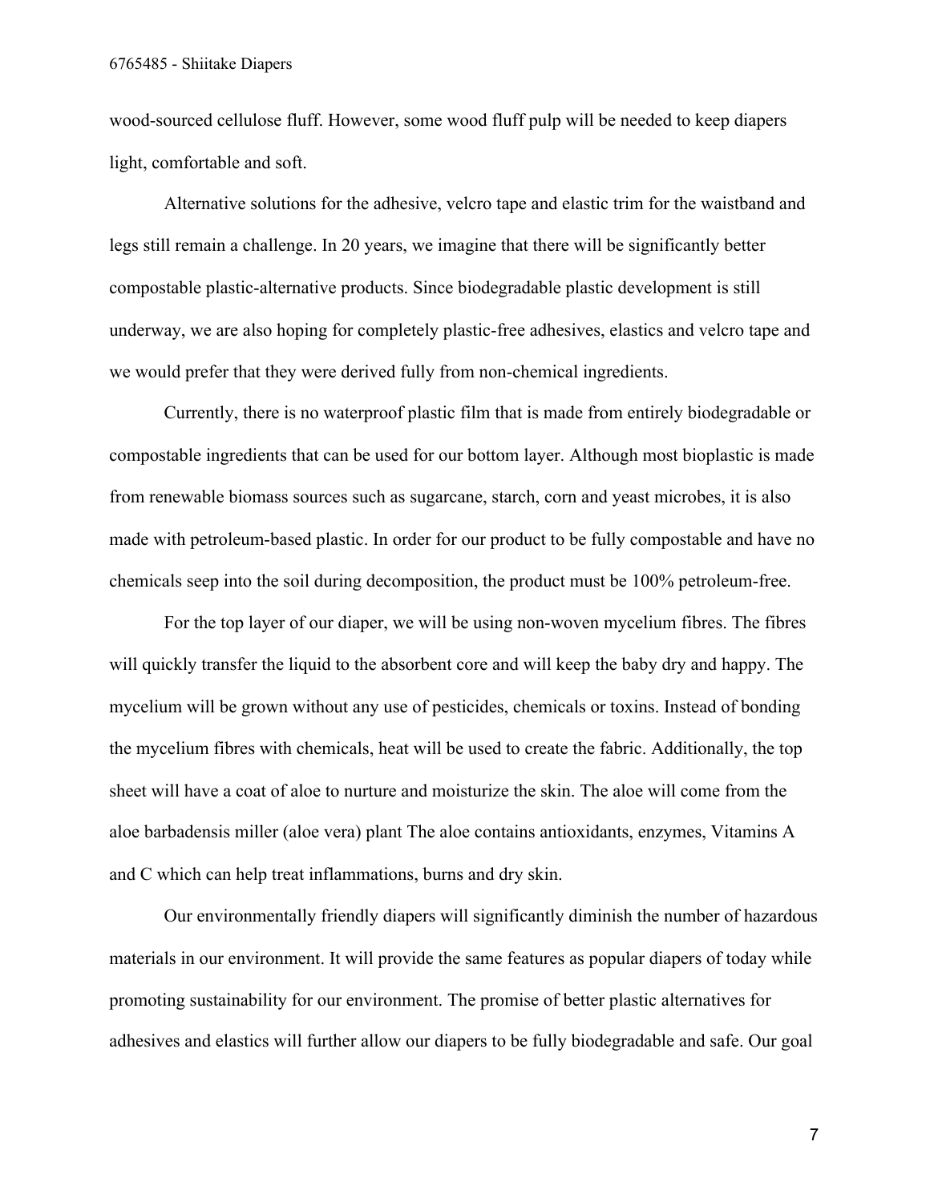wood-sourced cellulose fluff. However, some wood fluff pulp will be needed to keep diapers light, comfortable and soft.

Alternative solutions for the adhesive, velcro tape and elastic trim for the waistband and legs still remain a challenge. In 20 years, we imagine that there will be significantly better compostable plastic-alternative products. Since biodegradable plastic development is still underway, we are also hoping for completely plastic-free adhesives, elastics and velcro tape and we would prefer that they were derived fully from non-chemical ingredients.

Currently, there is no waterproof plastic film that is made from entirely biodegradable or compostable ingredients that can be used for our bottom layer. Although most bioplastic is made from renewable biomass sources such as sugarcane, starch, corn and yeast microbes, it is also made with petroleum-based plastic. In order for our product to be fully compostable and have no chemicals seep into the soil during decomposition, the product must be 100% petroleum-free.

For the top layer of our diaper, we will be using non-woven mycelium fibres. The fibres will quickly transfer the liquid to the absorbent core and will keep the baby dry and happy. The mycelium will be grown without any use of pesticides, chemicals or toxins. Instead of bonding the mycelium fibres with chemicals, heat will be used to create the fabric. Additionally, the top sheet will have a coat of aloe to nurture and moisturize the skin. The aloe will come from the aloe barbadensis miller (aloe vera) plant The aloe contains antioxidants, enzymes, Vitamins A and C which can help treat inflammations, burns and dry skin.

Our environmentally friendly diapers will significantly diminish the number of hazardous materials in our environment. It will provide the same features as popular diapers of today while promoting sustainability for our environment. The promise of better plastic alternatives for adhesives and elastics will further allow our diapers to be fully biodegradable and safe. Our goal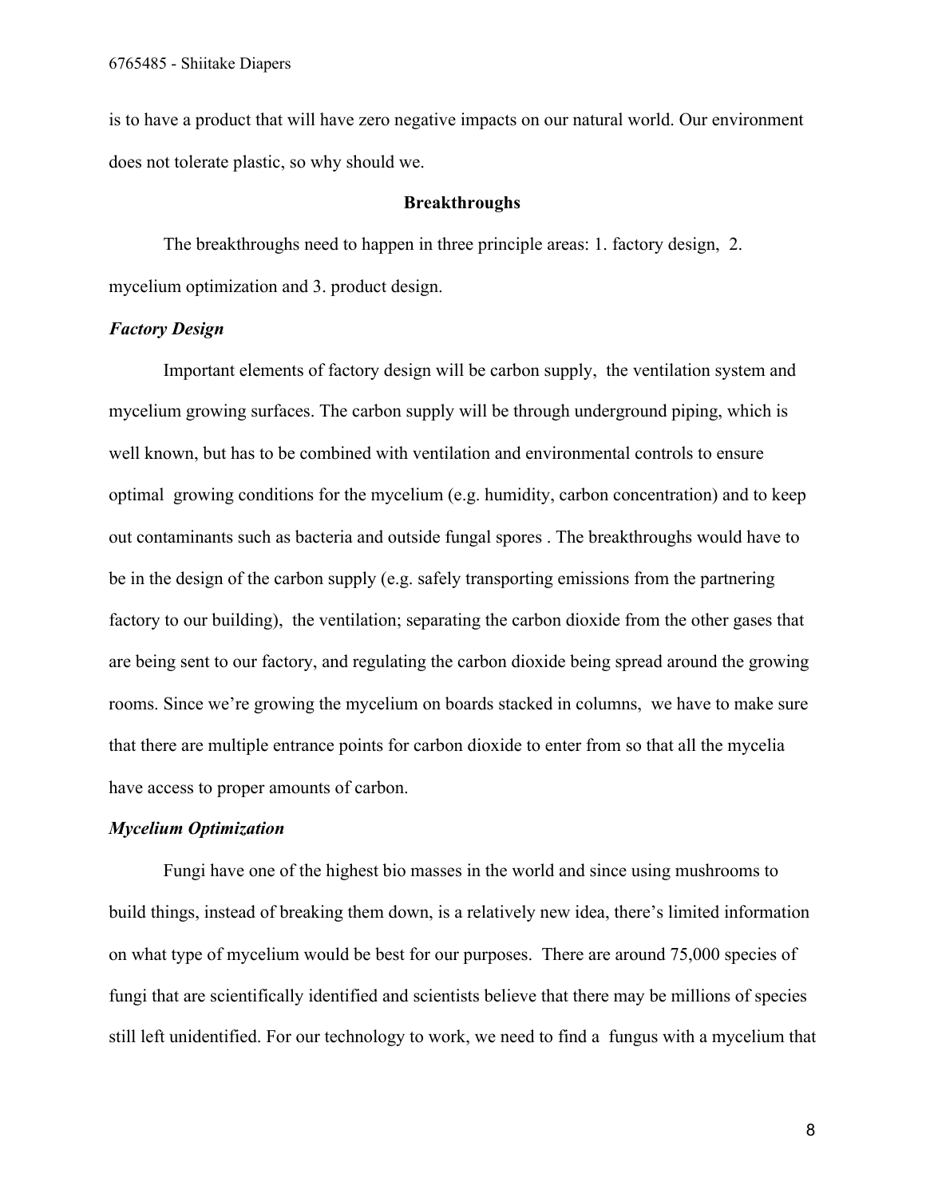is to have a product that will have zero negative impacts on our natural world. Our environment does not tolerate plastic, so why should we.

## Breakthroughs

The breakthroughs need to happen in three principle areas: 1. factory design, 2. mycelium optimization and 3. product design.

### *Factory Design*

Important elements of factory design will be carbon supply, the ventilation system and mycelium growing surfaces. The carbon supply will be through underground piping, which is well known, but has to be combined with ventilation and environmental controls to ensure optimal growing conditions for the mycelium (e.g. humidity, carbon concentration) and to keep out contaminants such as bacteria and outside fungal spores . The breakthroughs would have to be in the design of the carbon supply (e.g. safely transporting emissions from the partnering factory to our building), the ventilation; separating the carbon dioxide from the other gases that are being sent to our factory, and regulating the carbon dioxide being spread around the growing rooms. Since we're growing the mycelium on boards stacked in columns, we have to make sure that there are multiple entrance points for carbon dioxide to enter from so that all the mycelia have access to proper amounts of carbon.

### *Mycelium Optimization*

Fungi have one of the highest bio masses in the world and since using mushrooms to build things, instead of breaking them down, is a relatively new idea, there's limited information on what type of mycelium would be best for our purposes. There are around 75,000 species of fungi that are scientifically identified and scientists believe that there may be millions of species still left unidentified. For our technology to work, we need to find a fungus with a mycelium that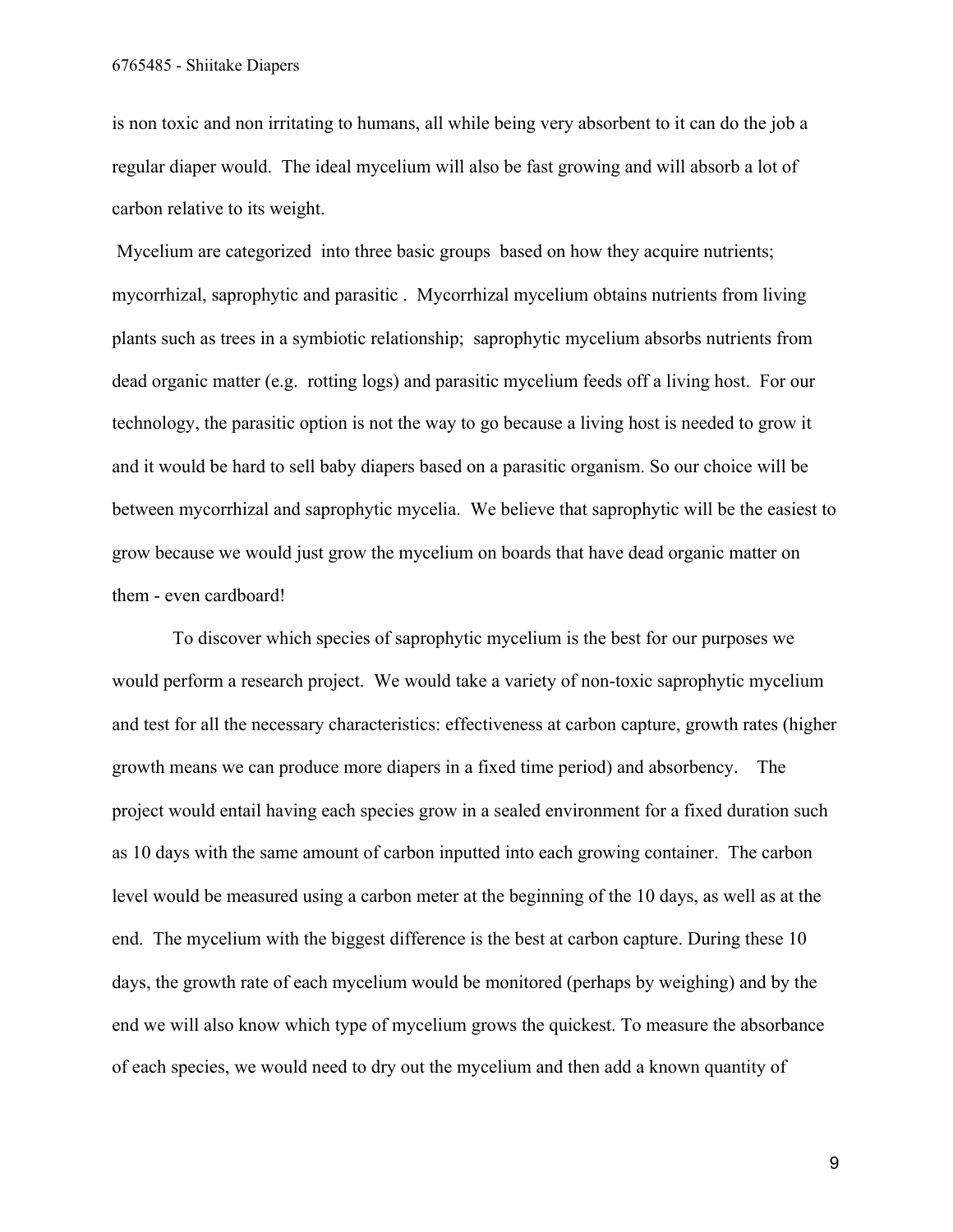is non toxic and non irritating to humans, all while being very absorbent to it can do the job a regular diaper would. The ideal mycelium will also be fast growing and will absorb a lot of carbon relative to its weight.

Mycelium are categorized into three basic groups based on how they acquire nutrients; mycorrhizal, saprophytic and parasitic . Mycorrhizal mycelium obtains nutrients from living plants such as trees in a symbiotic relationship; saprophytic mycelium absorbs nutrients from dead organic matter (e.g. rotting logs) and parasitic mycelium feeds off a living host. For our technology, the parasitic option is not the way to go because a living host is needed to grow it and it would be hard to sell baby diapers based on a parasitic organism. So our choice will be between mycorrhizal and saprophytic mycelia. We believe that saprophytic will be the easiest to grow because we would just grow the mycelium on boards that have dead organic matter on them - even cardboard!

To discover which species of saprophytic mycelium is the best for our purposes we would perform a research project. We would take a variety of non-toxic saprophytic mycelium and test for all the necessary characteristics: effectiveness at carbon capture, growth rates (higher growth means we can produce more diapers in a fixed time period) and absorbency. The project would entail having each species grow in a sealed environment for a fixed duration such as 10 days with the same amount of carbon inputted into each growing container. The carbon level would be measured using a carbon meter at the beginning of the 10 days, as well as at the end. The mycelium with the biggest difference is the best at carbon capture. During these 10 days, the growth rate of each mycelium would be monitored (perhaps by weighing) and by the end we will also know which type of mycelium grows the quickest. To measure the absorbance of each species, we would need to dry out the mycelium and then add a known quantity of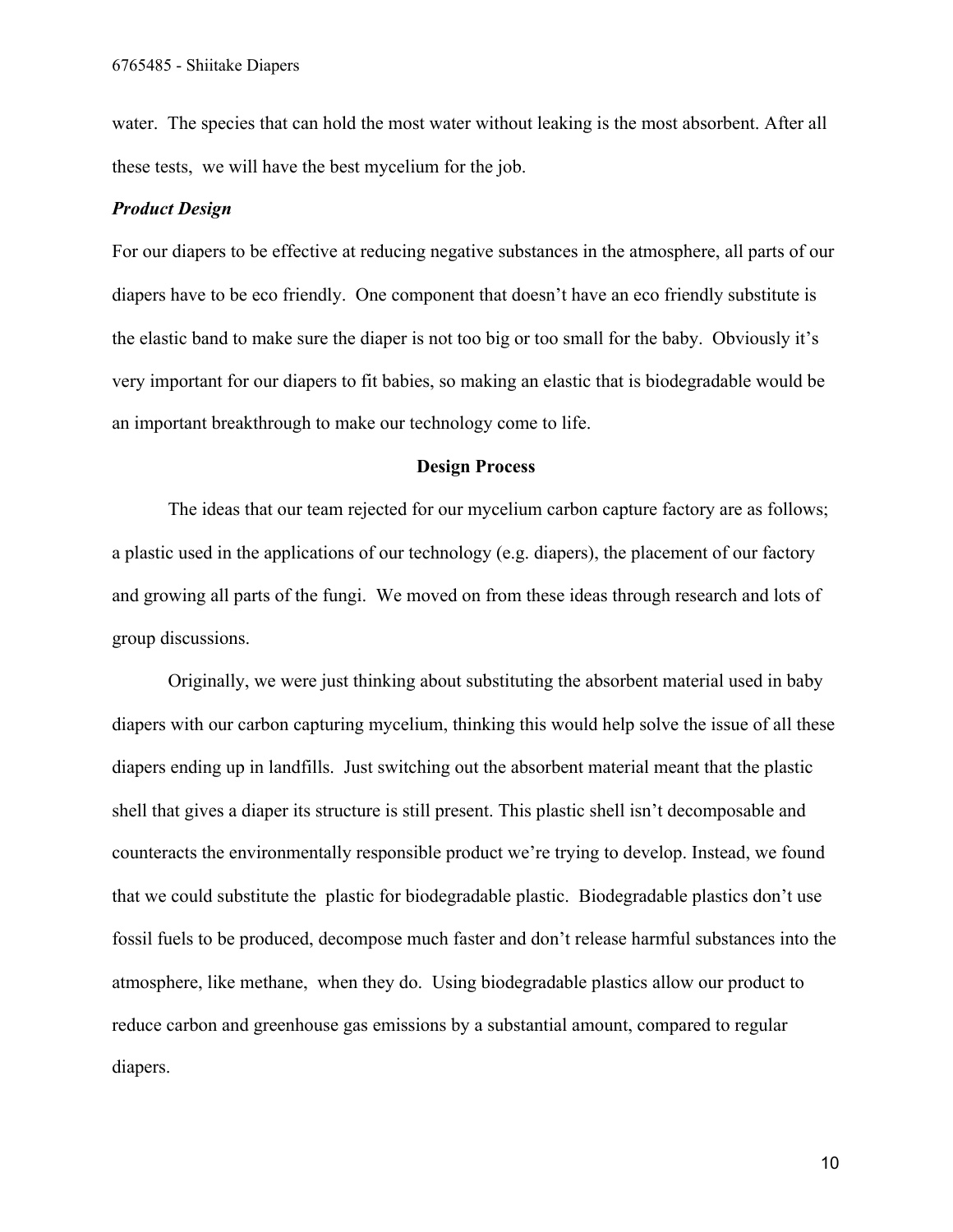water. The species that can hold the most water without leaking is the most absorbent. After all these tests, we will have the best mycelium for the job.

***Product Design***

For our diapers to be effective at reducing negative substances in the atmosphere, all parts of our diapers have to be eco friendly. One component that doesn't have an eco friendly substitute is the elastic band to make sure the diaper is not too big or too small for the baby. Obviously it's very important for our diapers to fit babies, so making an elastic that is biodegradable would be an important breakthrough to make our technology come to life.

## Design Process

The ideas that our team rejected for our mycelium carbon capture factory are as follows; a plastic used in the applications of our technology (e.g. diapers), the placement of our factory and growing all parts of the fungi. We moved on from these ideas through research and lots of group discussions.

Originally, we were just thinking about substituting the absorbent material used in baby diapers with our carbon capturing mycelium, thinking this would help solve the issue of all these diapers ending up in landfills. Just switching out the absorbent material meant that the plastic shell that gives a diaper its structure is still present. This plastic shell isn't decomposable and counteracts the environmentally responsible product we're trying to develop. Instead, we found that we could substitute the plastic for biodegradable plastic. Biodegradable plastics don't use fossil fuels to be produced, decompose much faster and don't release harmful substances into the atmosphere, like methane, when they do. Using biodegradable plastics allow our product to reduce carbon and greenhouse gas emissions by a substantial amount, compared to regular diapers.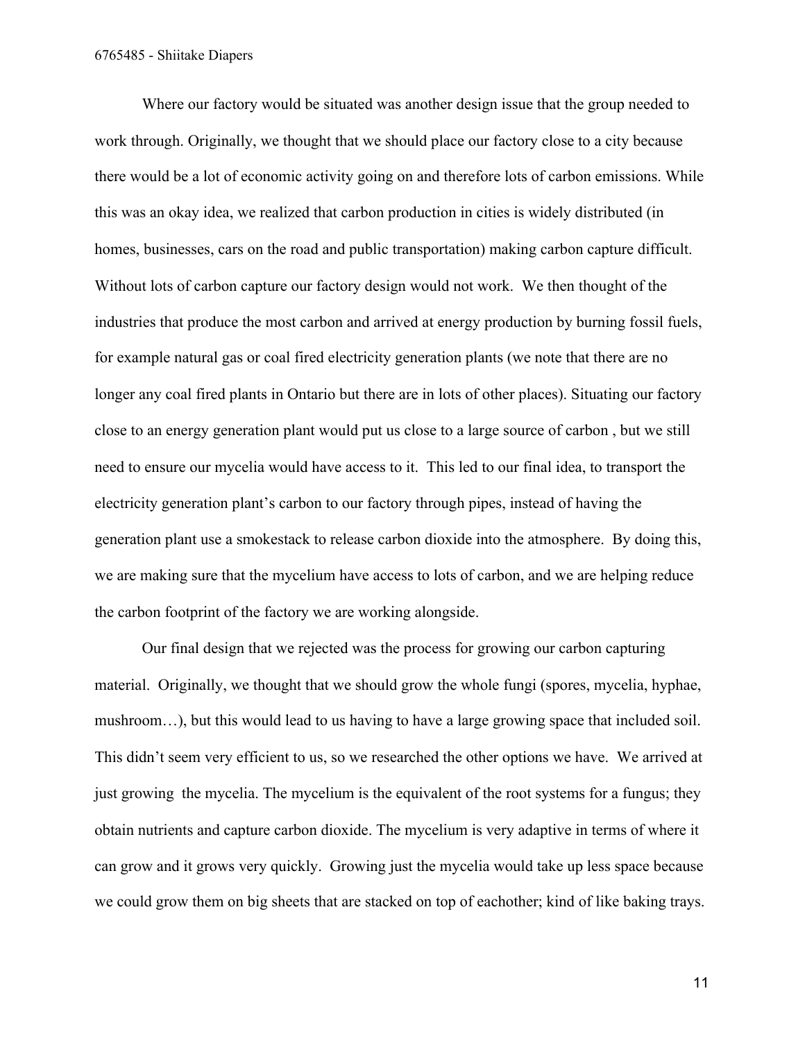Where our factory would be situated was another design issue that the group needed to work through. Originally, we thought that we should place our factory close to a city because there would be a lot of economic activity going on and therefore lots of carbon emissions. While this was an okay idea, we realized that carbon production in cities is widely distributed (in homes, businesses, cars on the road and public transportation) making carbon capture difficult. Without lots of carbon capture our factory design would not work. We then thought of the industries that produce the most carbon and arrived at energy production by burning fossil fuels, for example natural gas or coal fired electricity generation plants (we note that there are no longer any coal fired plants in Ontario but there are in lots of other places). Situating our factory close to an energy generation plant would put us close to a large source of carbon , but we still need to ensure our mycelia would have access to it. This led to our final idea, to transport the electricity generation plant's carbon to our factory through pipes, instead of having the generation plant use a smokestack to release carbon dioxide into the atmosphere. By doing this, we are making sure that the mycelium have access to lots of carbon, and we are helping reduce the carbon footprint of the factory we are working alongside.

Our final design that we rejected was the process for growing our carbon capturing material. Originally, we thought that we should grow the whole fungi (spores, mycelia, hyphae, mushroom…), but this would lead to us having to have a large growing space that included soil. This didn't seem very efficient to us, so we researched the other options we have. We arrived at just growing the mycelia. The mycelium is the equivalent of the root systems for a fungus; they obtain nutrients and capture carbon dioxide. The mycelium is very adaptive in terms of where it can grow and it grows very quickly. Growing just the mycelia would take up less space because we could grow them on big sheets that are stacked on top of eachother; kind of like baking trays.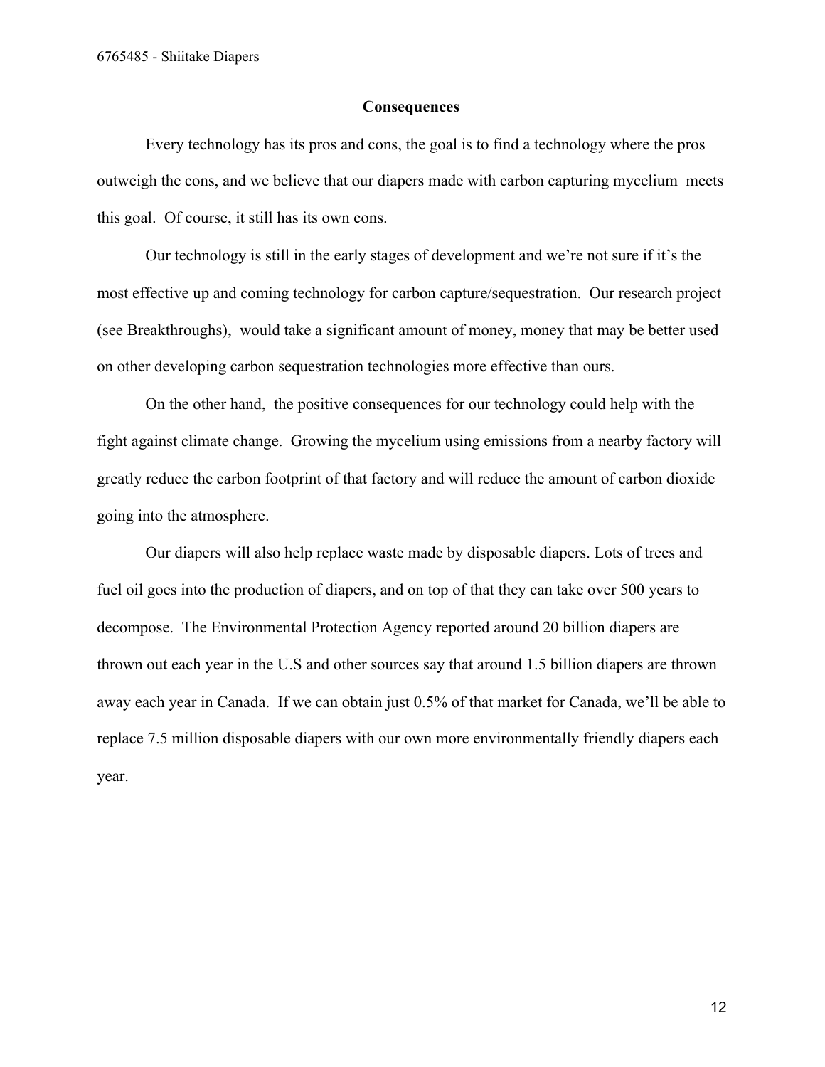## Consequences

Every technology has its pros and cons, the goal is to find a technology where the pros outweigh the cons, and we believe that our diapers made with carbon capturing mycelium meets this goal. Of course, it still has its own cons.

Our technology is still in the early stages of development and we're not sure if it's the most effective up and coming technology for carbon capture/sequestration. Our research project (see Breakthroughs), would take a significant amount of money, money that may be better used on other developing carbon sequestration technologies more effective than ours.

On the other hand, the positive consequences for our technology could help with the fight against climate change. Growing the mycelium using emissions from a nearby factory will greatly reduce the carbon footprint of that factory and will reduce the amount of carbon dioxide going into the atmosphere.

Our diapers will also help replace waste made by disposable diapers. Lots of trees and fuel oil goes into the production of diapers, and on top of that they can take over 500 years to decompose. The Environmental Protection Agency reported around 20 billion diapers are thrown out each year in the U.S and other sources say that around 1.5 billion diapers are thrown away each year in Canada. If we can obtain just 0.5% of that market for Canada, we'll be able to replace 7.5 million disposable diapers with our own more environmentally friendly diapers each year.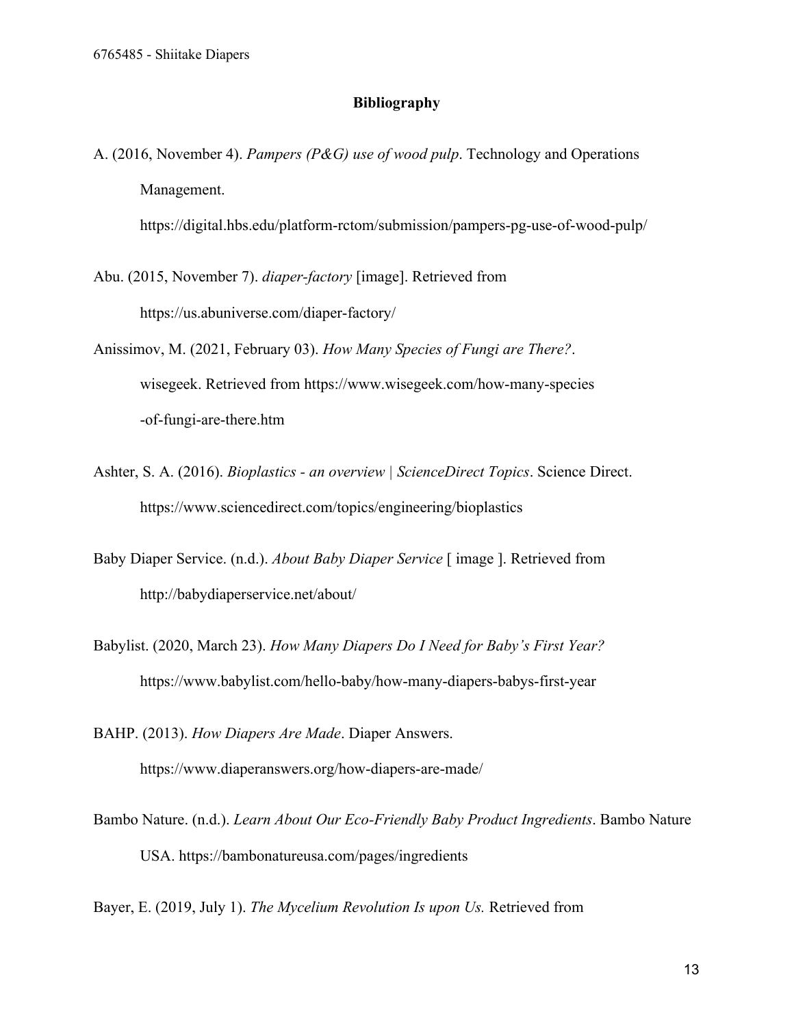# Bibliography

A. (2016, November 4). *Pampers (P&G) use of wood pulp*. Technology and Operations Management. https://digital.hbs.edu/platform-rctom/submission/pampers-pg-use-of-wood-pulp/

Abu. (2015, November 7). *diaper-factory* [image]. Retrieved from https://us.abuniverse.com/diaper-factory/

Anissimov, M. (2021, February 03). *How Many Species of Fungi are There?*. wisegeek. Retrieved from https://www.wisegeek.com/how-many-species-of-fungi-are-there.htm

Ashter, S. A. (2016). *Bioplastics - an overview | ScienceDirect Topics*. Science Direct. https://www.sciencedirect.com/topics/engineering/bioplastics

Baby Diaper Service. (n.d.). *About Baby Diaper Service* [ image ]. Retrieved from http://babydiaperservice.net/about/

Babylist. (2020, March 23). *How Many Diapers Do I Need for Baby's First Year?* https://www.babylist.com/hello-baby/how-many-diapers-babys-first-year

BAHP. (2013). *How Diapers Are Made*. Diaper Answers. https://www.diaperanswers.org/how-diapers-are-made/

Bambo Nature. (n.d.). *Learn About Our Eco-Friendly Baby Product Ingredients*. Bambo Nature USA. https://bambonatureusa.com/pages/ingredients

Bayer, E. (2019, July 1). *The Mycelium Revolution Is upon Us.* Retrieved from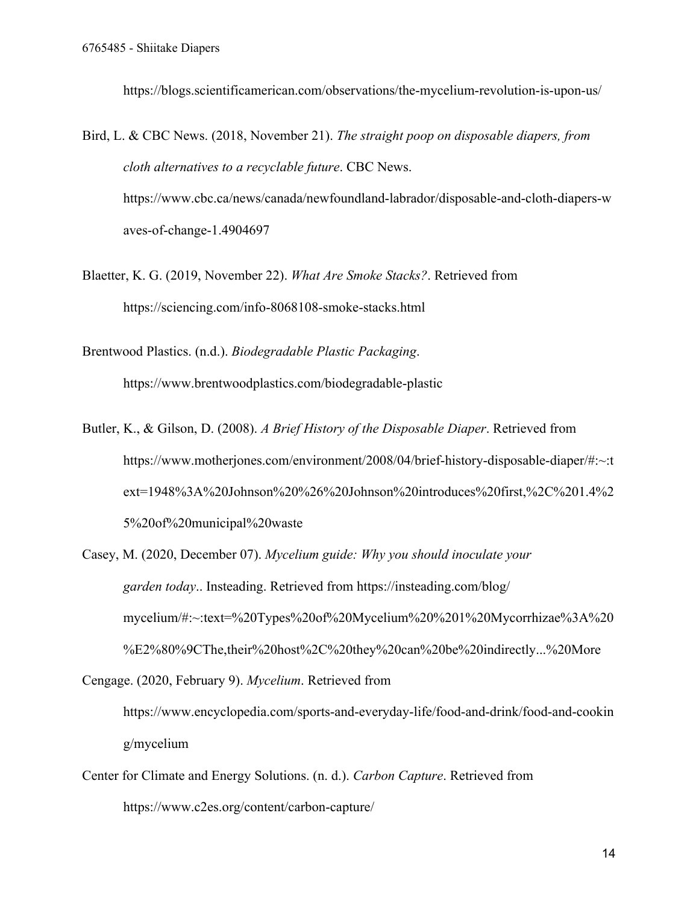https://blogs.scientificamerican.com/observations/the-mycelium-revolution-is-upon-us/

Bird, L. & CBC News. (2018, November 21). *The straight poop on disposable diapers, from cloth alternatives to a recyclable future*. CBC News. https://www.cbc.ca/news/canada/newfoundland-labrador/disposable-and-cloth-diapers-waves-of-change-1.4904697

Blaetter, K. G. (2019, November 22). *What Are Smoke Stacks?*. Retrieved from https://sciencing.com/info-8068108-smoke-stacks.html

Brentwood Plastics. (n.d.). *Biodegradable Plastic Packaging*. https://www.brentwoodplastics.com/biodegradable-plastic

Butler, K., & Gilson, D. (2008). *A Brief History of the Disposable Diaper*. Retrieved from https://www.motherjones.com/environment/2008/04/brief-history-disposable-diaper/#:~:text=1948%3A%20Johnson%20%26%20Johnson%20introduces%20first,%2C%201.4%25%20of%20municipal%20waste

Casey, M. (2020, December 07). *Mycelium guide: Why you should inoculate your garden today*.. Insteading. Retrieved from https://insteading.com/blog/mycelium/#:~:text=%20Types%20of%20Mycelium%20%201%20Mycorrhizae%3A%20%E2%80%9CThe,their%20host%2C%20they%20can%20be%20indirectly...%20More

Cengage. (2020, February 9). *Mycelium*. Retrieved from https://www.encyclopedia.com/sports-and-everyday-life/food-and-drink/food-and-cooking/mycelium

Center for Climate and Energy Solutions. (n. d.). *Carbon Capture*. Retrieved from https://www.c2es.org/content/carbon-capture/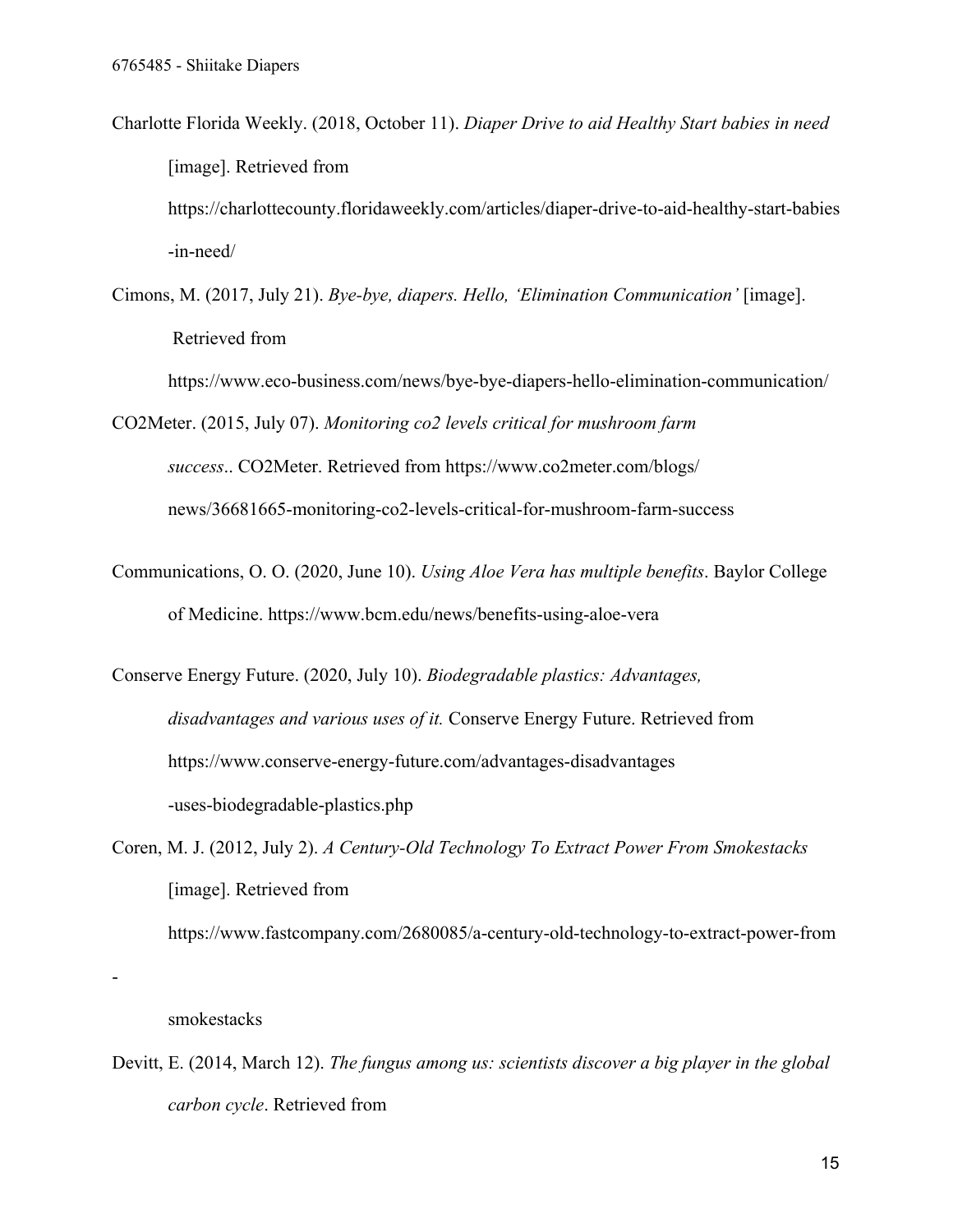Charlotte Florida Weekly. (2018, October 11). *Diaper Drive to aid Healthy Start babies in need* [image]. Retrieved from https://charlottecounty.floridaweekly.com/articles/diaper-drive-to-aid-healthy-start-babies-in-need/

Cimons, M. (2017, July 21). *Bye-bye, diapers. Hello, 'Elimination Communication'* [image]. Retrieved from https://www.eco-business.com/news/bye-bye-diapers-hello-elimination-communication/

CO2Meter. (2015, July 07). *Monitoring co2 levels critical for mushroom farm success*.. CO2Meter. Retrieved from https://www.co2meter.com/blogs/news/36681665-monitoring-co2-levels-critical-for-mushroom-farm-success

Communications, O. O. (2020, June 10). *Using Aloe Vera has multiple benefits*. Baylor College of Medicine. https://www.bcm.edu/news/benefits-using-aloe-vera

Conserve Energy Future. (2020, July 10). *Biodegradable plastics: Advantages, disadvantages and various uses of it.* Conserve Energy Future. Retrieved from https://www.conserve-energy-future.com/advantages-disadvantages-uses-biodegradable-plastics.php

Coren, M. J. (2012, July 2). *A Century-Old Technology To Extract Power From Smokestacks* [image]. Retrieved from https://www.fastcompany.com/2680085/a-century-old-technology-to-extract-power-from-smokestacks

Devitt, E. (2014, March 12). *The fungus among us: scientists discover a big player in the global carbon cycle*. Retrieved from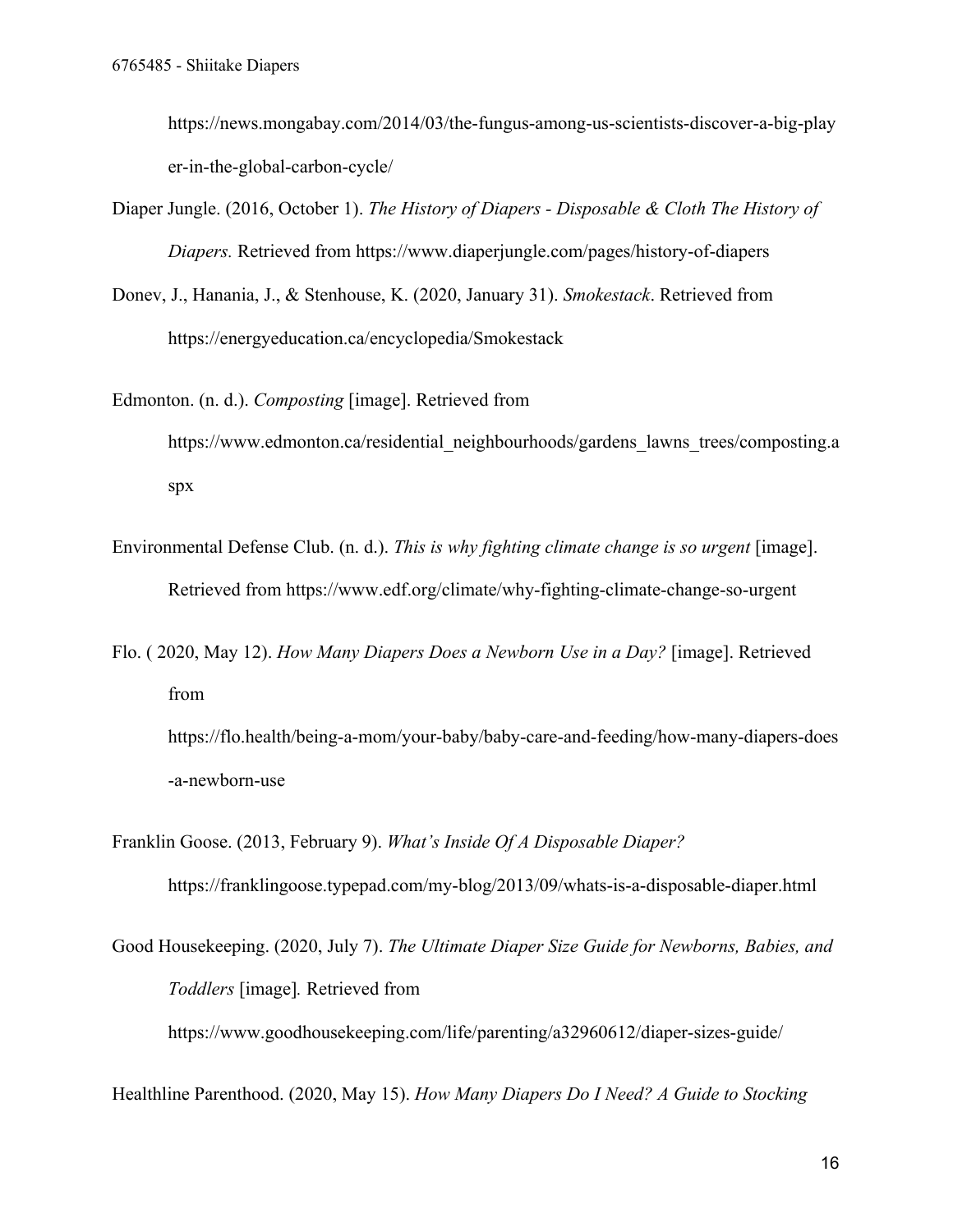https://news.mongabay.com/2014/03/the-fungus-among-us-scientists-discover-a-big-player-in-the-global-carbon-cycle/

Diaper Jungle. (2016, October 1). *The History of Diapers - Disposable & Cloth The History of Diapers.* Retrieved from https://www.diaperjungle.com/pages/history-of-diapers

Donev, J., Hanania, J., & Stenhouse, K. (2020, January 31). *Smokestack*. Retrieved from https://energyeducation.ca/encyclopedia/Smokestack

Edmonton. (n. d.). *Composting* [image]. Retrieved from https://www.edmonton.ca/residential_neighbourhoods/gardens_lawns_trees/composting.aspx

Environmental Defense Club. (n. d.). *This is why fighting climate change is so urgent* [image]. Retrieved from https://www.edf.org/climate/why-fighting-climate-change-so-urgent

Flo. ( 2020, May 12). *How Many Diapers Does a Newborn Use in a Day?* [image]. Retrieved from https://flo.health/being-a-mom/your-baby/baby-care-and-feeding/how-many-diapers-does-a-newborn-use

Franklin Goose. (2013, February 9). *What's Inside Of A Disposable Diaper?* https://franklingoose.typepad.com/my-blog/2013/09/whats-is-a-disposable-diaper.html

Good Housekeeping. (2020, July 7). *The Ultimate Diaper Size Guide for Newborns, Babies, and Toddlers* [image]*.* Retrieved from https://www.goodhousekeeping.com/life/parenting/a32960612/diaper-sizes-guide/

Healthline Parenthood. (2020, May 15). *How Many Diapers Do I Need? A Guide to Stocking*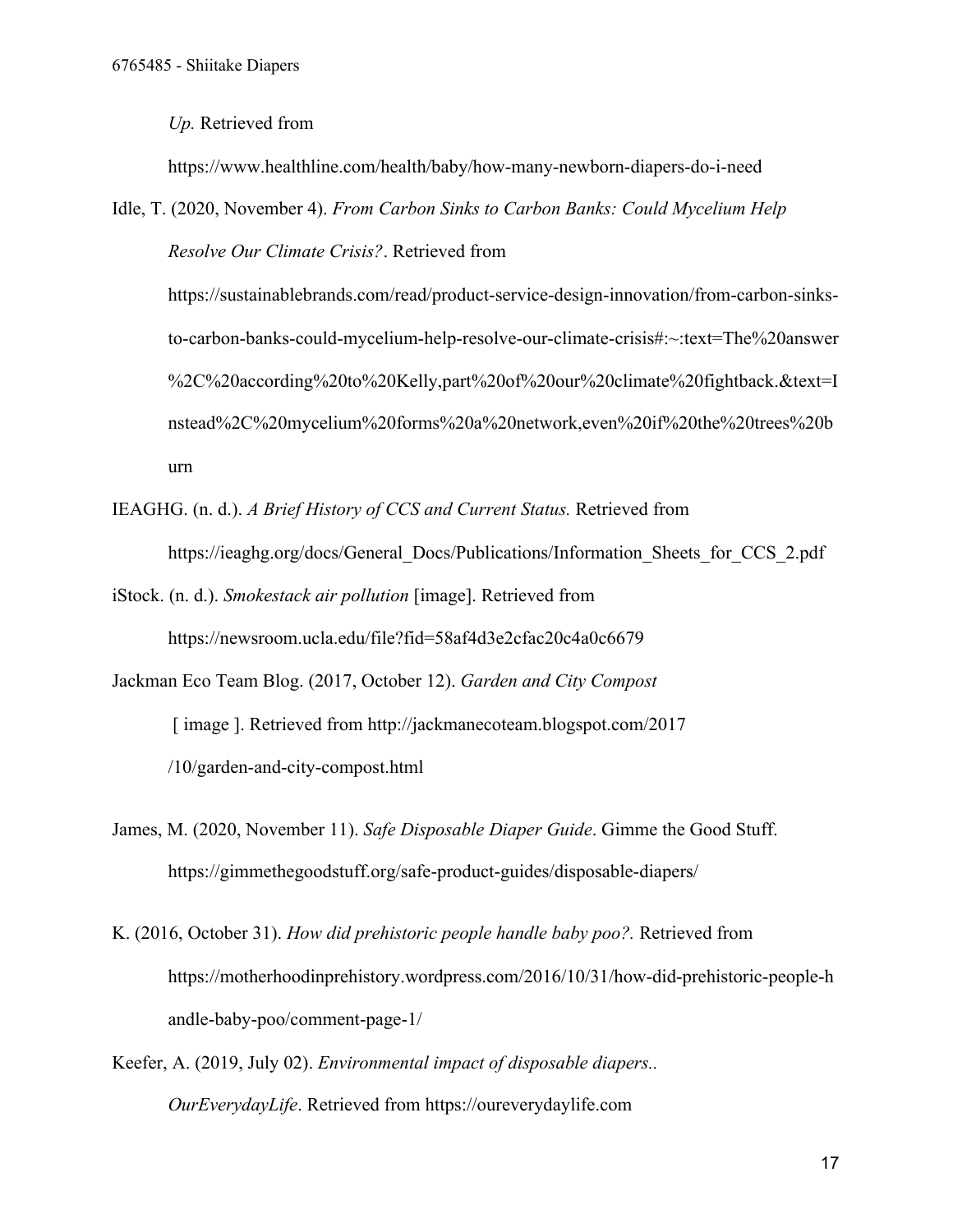*Up.* Retrieved from https://www.healthline.com/health/baby/how-many-newborn-diapers-do-i-need

Idle, T. (2020, November 4). *From Carbon Sinks to Carbon Banks: Could Mycelium Help Resolve Our Climate Crisis?*. Retrieved from https://sustainablebrands.com/read/product-service-design-innovation/from-carbon-sinks-to-carbon-banks-could-mycelium-help-resolve-our-climate-crisis#:~:text=The%20answer%2C%20according%20to%20Kelly,part%20of%20our%20climate%20fightback.&text=Instead%2C%20mycelium%20forms%20a%20network,even%20if%20the%20trees%20burn

IEAGHG. (n. d.). *A Brief History of CCS and Current Status.* Retrieved from https://ieaghg.org/docs/General_Docs/Publications/Information_Sheets_for_CCS_2.pdf

iStock. (n. d.). *Smokestack air pollution* [image]. Retrieved from https://newsroom.ucla.edu/file?fid=58af4d3e2cfac20c4a0c6679

Jackman Eco Team Blog. (2017, October 12). *Garden and City Compost* [ image ]. Retrieved from http://jackmanecoteam.blogspot.com/2017 /10/garden-and-city-compost.html

James, M. (2020, November 11). *Safe Disposable Diaper Guide*. Gimme the Good Stuff. https://gimmethegoodstuff.org/safe-product-guides/disposable-diapers/

K. (2016, October 31). *How did prehistoric people handle baby poo?.* Retrieved from https://motherhoodinprehistory.wordpress.com/2016/10/31/how-did-prehistoric-people-handle-baby-poo/comment-page-1/

Keefer, A. (2019, July 02). *Environmental impact of disposable diapers.. OurEverydayLife*. Retrieved from https://oureverydaylife.com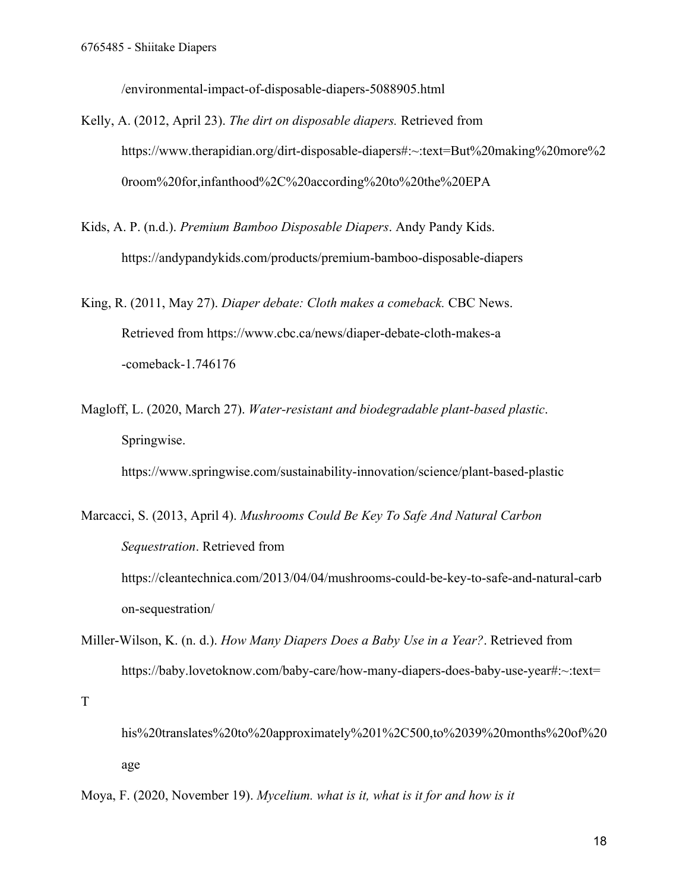/environmental-impact-of-disposable-diapers-5088905.html

Kelly, A. (2012, April 23). *The dirt on disposable diapers.* Retrieved from https://www.therapidian.org/dirt-disposable-diapers#:~:text=But%20making%20more%20room%20for,infanthood%2C%20according%20to%20the%20EPA

Kids, A. P. (n.d.). *Premium Bamboo Disposable Diapers*. Andy Pandy Kids. https://andypandykids.com/products/premium-bamboo-disposable-diapers

King, R. (2011, May 27). *Diaper debate: Cloth makes a comeback.* CBC News. Retrieved from https://www.cbc.ca/news/diaper-debate-cloth-makes-a-comeback-1.746176

Magloff, L. (2020, March 27). *Water-resistant and biodegradable plant-based plastic*. Springwise. https://www.springwise.com/sustainability-innovation/science/plant-based-plastic

Marcacci, S. (2013, April 4). *Mushrooms Could Be Key To Safe And Natural Carbon Sequestration*. Retrieved from https://cleantechnica.com/2013/04/04/mushrooms-could-be-key-to-safe-and-natural-carbon-sequestration/

Miller-Wilson, K. (n. d.). *How Many Diapers Does a Baby Use in a Year?*. Retrieved from https://baby.lovetoknow.com/baby-care/how-many-diapers-does-baby-use-year#:~:text=This%20translates%20to%20approximately%201%2C500,to%2039%20months%20of%20age

Moya, F. (2020, November 19). *Mycelium. what is it, what is it for and how is it*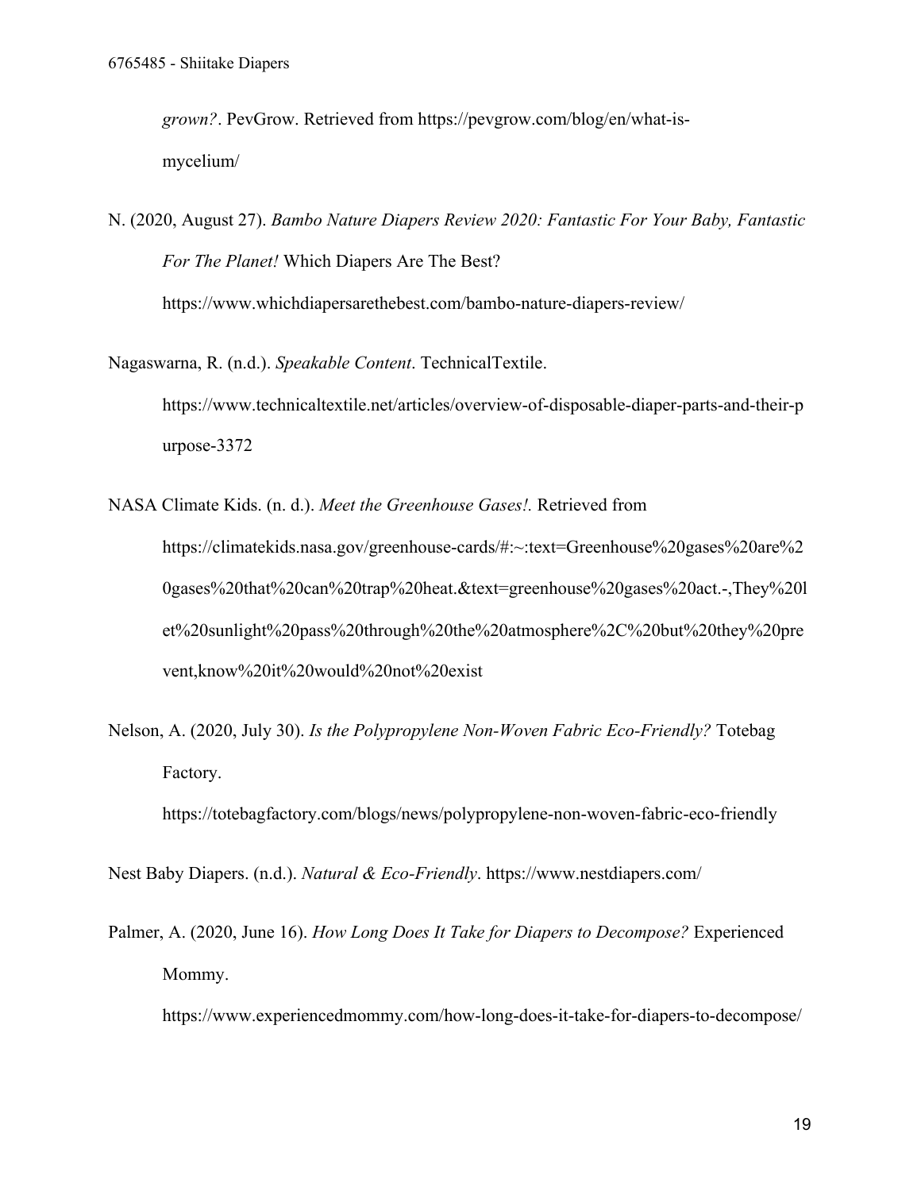*grown?*. PevGrow. Retrieved from https://pevgrow.com/blog/en/what-is-mycelium/

N. (2020, August 27). *Bambo Nature Diapers Review 2020: Fantastic For Your Baby, Fantastic For The Planet!* Which Diapers Are The Best? https://www.whichdiapersarethebest.com/bambo-nature-diapers-review/

Nagaswarna, R. (n.d.). *Speakable Content*. TechnicalTextile. https://www.technicaltextile.net/articles/overview-of-disposable-diaper-parts-and-their-purpose-3372

NASA Climate Kids. (n. d.). *Meet the Greenhouse Gases!*. Retrieved from https://climatekids.nasa.gov/greenhouse-cards/#:~:text=Greenhouse%20gases%20are%20gases%20that%20can%20trap%20heat.&text=greenhouse%20gases%20act.-,They%20let%20sunlight%20pass%20through%20the%20atmosphere%2C%20but%20they%20prevent,know%20it%20would%20not%20exist

Nelson, A. (2020, July 30). *Is the Polypropylene Non-Woven Fabric Eco-Friendly?* Totebag Factory. https://totebagfactory.com/blogs/news/polypropylene-non-woven-fabric-eco-friendly

Nest Baby Diapers. (n.d.). *Natural & Eco-Friendly*. https://www.nestdiapers.com/

Palmer, A. (2020, June 16). *How Long Does It Take for Diapers to Decompose?* Experienced Mommy. https://www.experiencedmommy.com/how-long-does-it-take-for-diapers-to-decompose/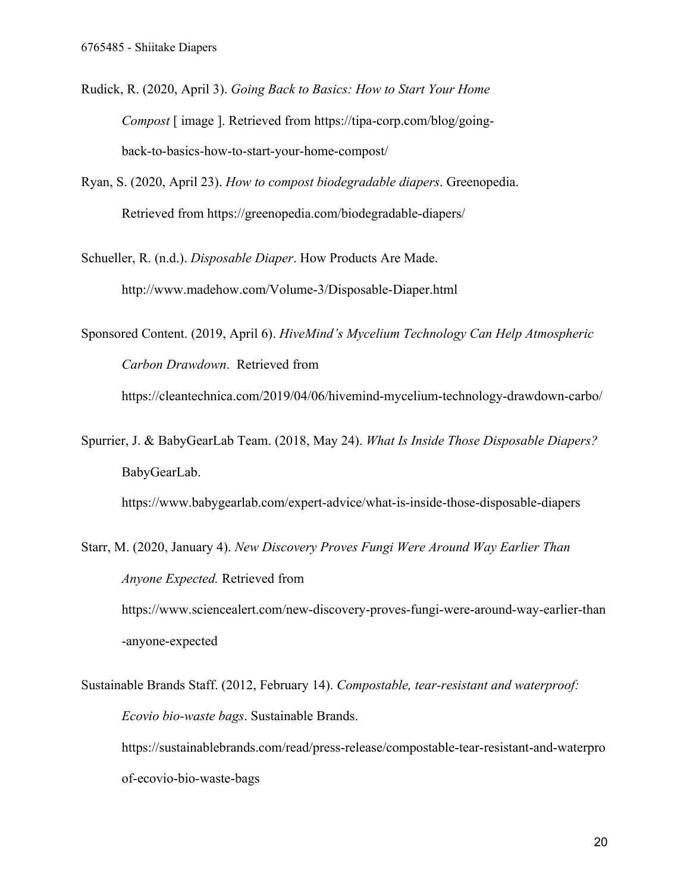Rudick, R. (2020, April 3). *Going Back to Basics: How to Start Your Home Compost* [ image ]. Retrieved from https://tipa-corp.com/blog/going-back-to-basics-how-to-start-your-home-compost/

Ryan, S. (2020, April 23). *How to compost biodegradable diapers*. Greenopedia. Retrieved from https://greenopedia.com/biodegradable-diapers/

Schueller, R. (n.d.). *Disposable Diaper*. How Products Are Made. http://www.madehow.com/Volume-3/Disposable-Diaper.html

Sponsored Content. (2019, April 6). *HiveMind's Mycelium Technology Can Help Atmospheric Carbon Drawdown*. Retrieved from https://cleantechnica.com/2019/04/06/hivemind-mycelium-technology-drawdown-carbo/

Spurrier, J. & BabyGearLab Team. (2018, May 24). *What Is Inside Those Disposable Diapers?* BabyGearLab. https://www.babygearlab.com/expert-advice/what-is-inside-those-disposable-diapers

Starr, M. (2020, January 4). *New Discovery Proves Fungi Were Around Way Earlier Than Anyone Expected.* Retrieved from https://www.sciencealert.com/new-discovery-proves-fungi-were-around-way-earlier-than-anyone-expected

Sustainable Brands Staff. (2012, February 14). *Compostable, tear-resistant and waterproof: Ecovio bio-waste bags*. Sustainable Brands. https://sustainablebrands.com/read/press-release/compostable-tear-resistant-and-waterproof-ecovio-bio-waste-bags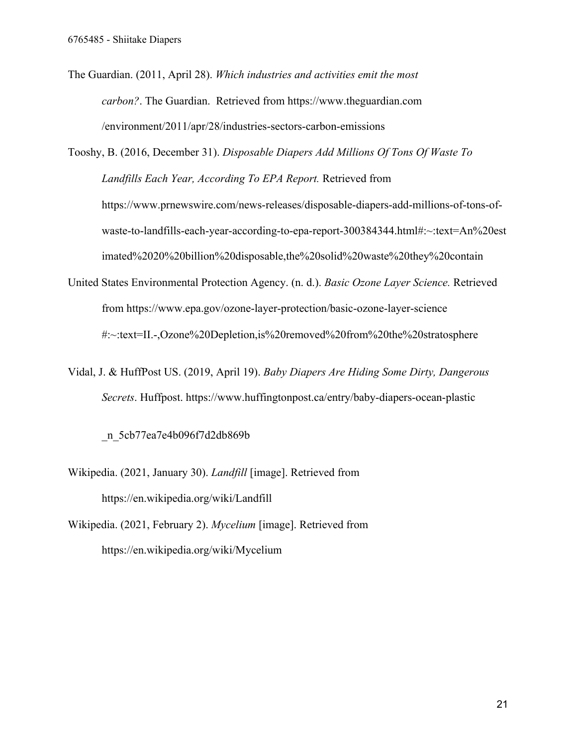The Guardian. (2011, April 28). *Which industries and activities emit the most carbon?*. The Guardian. Retrieved from https://www.theguardian.com /environment/2011/apr/28/industries-sectors-carbon-emissions

Tooshy, B. (2016, December 31). *Disposable Diapers Add Millions Of Tons Of Waste To Landfills Each Year, According To EPA Report.* Retrieved from https://www.prnewswire.com/news-releases/disposable-diapers-add-millions-of-tons-of-waste-to-landfills-each-year-according-to-epa-report-300384344.html#:~:text=An%20estimated%2020%20billion%20disposable,the%20solid%20waste%20they%20contain

United States Environmental Protection Agency. (n. d.). *Basic Ozone Layer Science.* Retrieved from https://www.epa.gov/ozone-layer-protection/basic-ozone-layer-science #:~:text=II.-,Ozone%20Depletion,is%20removed%20from%20the%20stratosphere

Vidal, J. & HuffPost US. (2019, April 19). *Baby Diapers Are Hiding Some Dirty, Dangerous Secrets*. Huffpost. https://www.huffingtonpost.ca/entry/baby-diapers-ocean-plastic _n_5cb77ea7e4b096f7d2db869b

Wikipedia. (2021, January 30). *Landfill* [image]. Retrieved from https://en.wikipedia.org/wiki/Landfill

Wikipedia. (2021, February 2). *Mycelium* [image]. Retrieved from https://en.wikipedia.org/wiki/Mycelium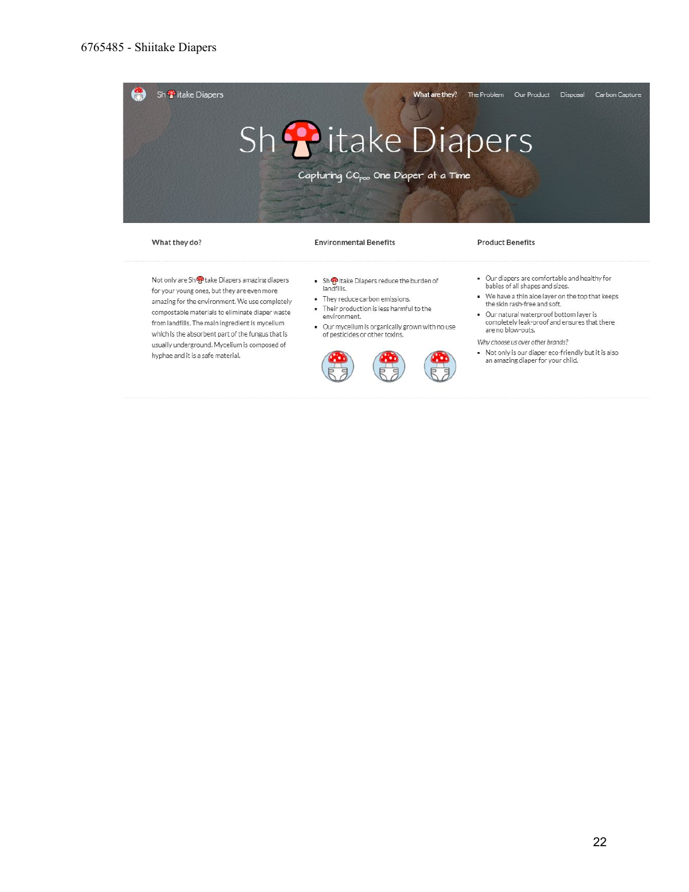Sh🍄itake Diapers

What are they? | The Problem | Our Product | Disposal | Carbon Capture

# Sh🍄itake Diapers

Capturing $CO_{poo}$ One Diaper at a Time

### What they do?

Not only are Sh🍄take Diapers amazing diapers for your young ones, but they are even more amazing for the environment. We use completely compostable materials to eliminate diaper waste from landfills. The main ingredient is mycelium which is the absorbent part of the fungus that is usually underground. Mycelium is composed of hyphae and it is a safe material.

### Environmental Benefits

- Sh🍄itake Diapers reduce the burden of landfills.
- They reduce carbon emissions.
- Their production is less harmful to the environment.
- Our mycelium is organically grown with no use of pesticides or other toxins.

### Product Benefits

- Our diapers are comfortable and healthy for babies of all shapes and sizes.
- We have a thin aloe layer on the top that keeps the skin rash-free and soft.
- Our natural waterproof bottom layer is completely leak-proof and ensures that there are no blow-outs.

*Why choose us over other brands?*

- Not only is our diaper eco-friendly but it is also an amazing diaper for your child.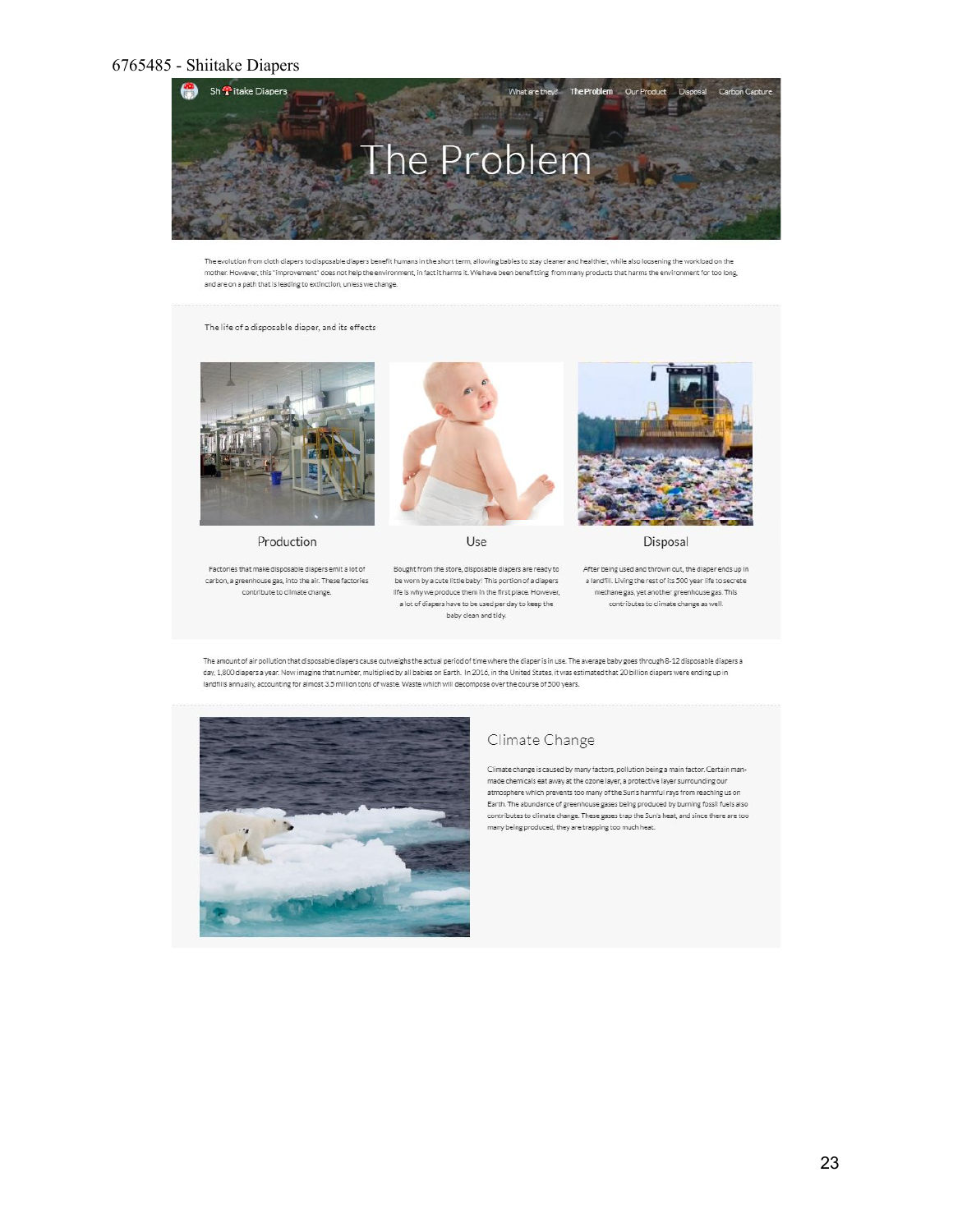6765485 - Shiitake Diapers

Sh🍄itake Diapers | What are they? | The Problem | Our Product | Disposal | Carbon Capture

# The Problem

The evolution from cloth diapers to disposable diapers benefit humans in the short term, allowing babies to stay cleaner and healthier, while also loosening the workload on the mother. However, this "improvement" does not help the environment, in fact it harms it. We have been benefitting from many products that harms the environment for too long, and are on a path that is leading to extinction, unless we change.

The life of a disposable diaper, and its effects

### Production

Factories that make disposable diapers emit a lot of carbon, a greenhouse gas, into the air. These factories contribute to climate change.

### Use

Bought from the store, disposable diapers are ready to be worn by a cute little baby! This portion of a diapers life is why we produce them in the first place. However, a lot of diapers have to be used per day to keep the baby clean and tidy.

### Disposal

After being used and thrown out, the diaper ends up in a landfill. Living the rest of its 500 year life to secrete methane gas, yet another greenhouse gas. This contributes to climate change as well.

The amount of air pollution that disposable diapers cause outweighs the actual period of time where the diaper is in use. The average baby goes through 8-12 disposable diapers a day, 1,800 diapers a year. Now imagine that number, multiplied by all babies on Earth. In 2016, in the United States, it was estimated that 20 billion diapers were ending up in landfills annually, accounting for almost 3.5 million tons of waste. Waste which will decompose over the course of 500 years.

## Climate Change

Climate change is caused by many factors, pollution being a main factor. Certain man-made chemicals eat away at the ozone layer, a protective layer surrounding our atmosphere which prevents too many of the Sun's harmful rays from reaching us on Earth. The abundance of greenhouse gases being produced by burning fossil fuels also contributes to climate change. These gases trap the Sun's heat, and since there are too many being produced, they are trapping too much heat.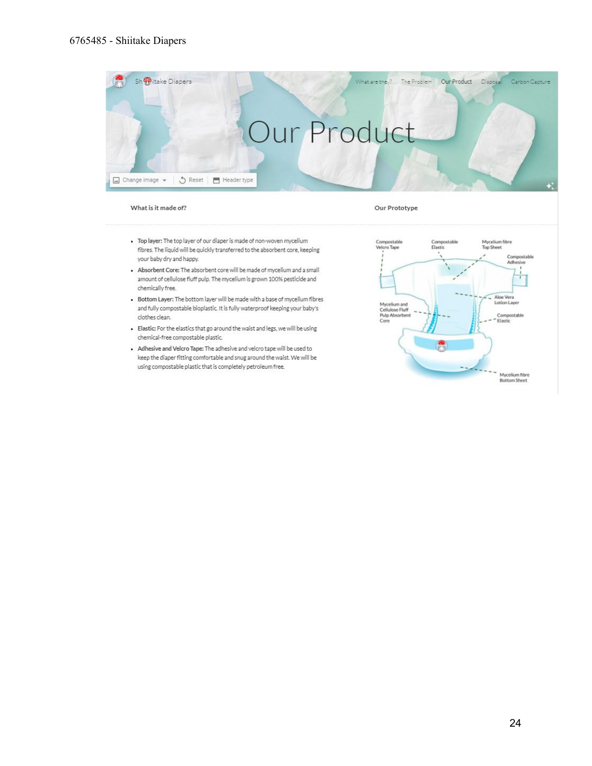Shiitake Diapers

What are they? The Problem Our Product Disposal Carbon Capture

# Our Product

Change image Reset Header type

### What is it made of?

- **Top layer:** The top layer of our diaper is made of non-woven mycelium fibres. The liquid will be quickly transferred to the absorbent core, keeping your baby dry and happy.
- **Absorbent Core:** The absorbent core will be made of mycelium and a small amount of cellulose fluff pulp. The mycelium is grown 100% pesticide and chemically free.
- **Bottom Layer:** The bottom layer will be made with a base of mycelium fibres and fully compostable bioplastic. It is fully waterproof keeping your baby's clothes clean.
- **Elastic:** For the elastics that go around the waist and legs, we will be using chemical-free compostable plastic.
- **Adhesive and Velcro Tape:** The adhesive and velcro tape will be used to keep the diaper fitting comfortable and snug around the waist. We will be using compostable plastic that is completely petroleum free.

### Our Prototype

Compostable Velcro Tape

Compostable Elastic

Mycelium fibre Top Sheet

Compostable Adhesive

Aloe Vera Lotion Layer

Mycelium and Cellulose Fluff Pulp Absorbent Core

Compostable Elastic

Mycelium fibre Bottom Sheet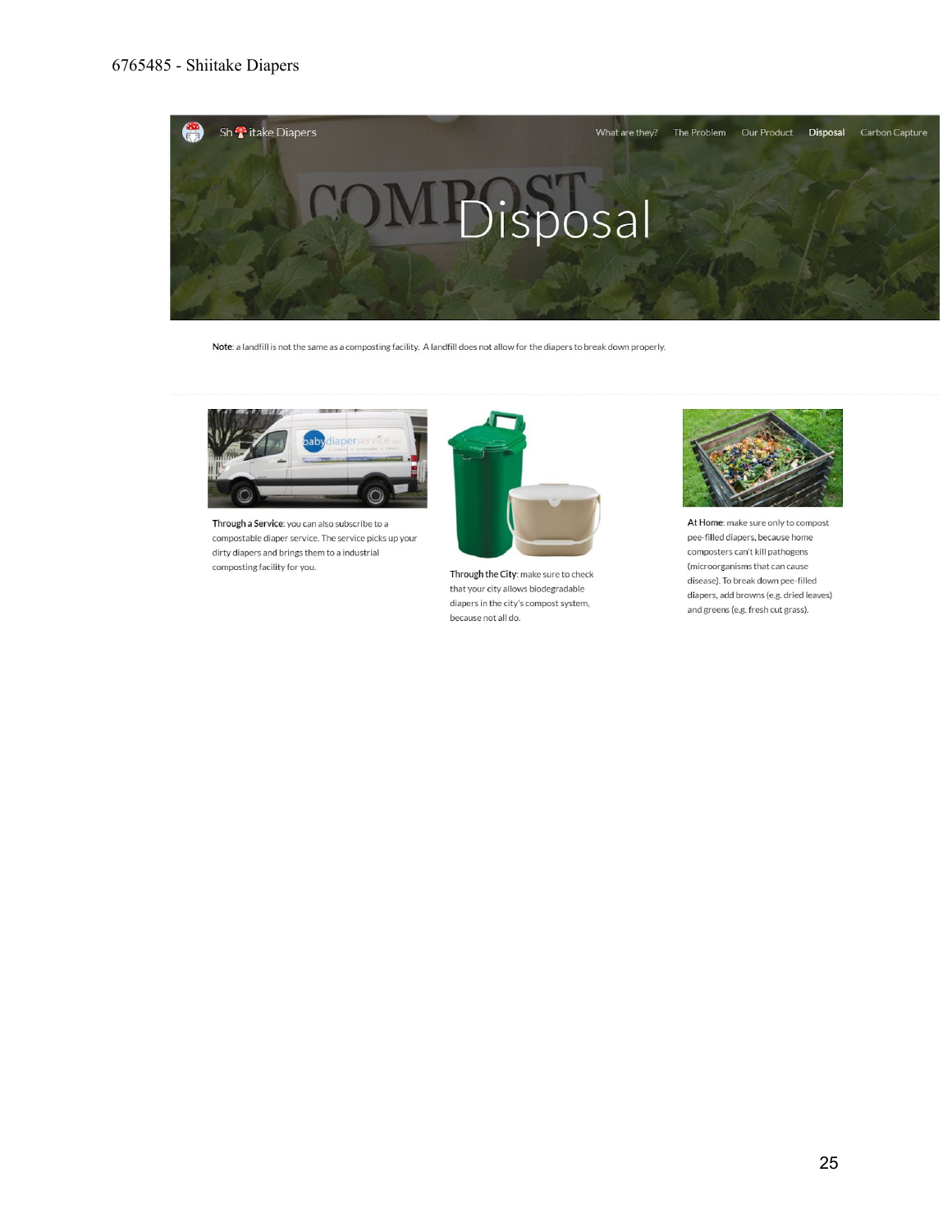6765485 - Shiitake Diapers

Sh itake Diapers — What are they? | The Problem | Our Product | **Disposal** | Carbon Capture

# Disposal

**Note**: a landfill is not the same as a composting facility. A landfill does not allow for the diapers to break down properly.

**Through a Service**: you can also subscribe to a compostable diaper service. The service picks up your dirty diapers and brings them to a industrial composting facility for you.

**Through the City**: make sure to check that your city allows biodegradable diapers in the city's compost system, because not all do.

**At Home**: make sure only to compost pee-filled diapers, because home composters can't kill pathogens (microorganisms that can cause disease). To break down pee-filled diapers, add browns (e.g. dried leaves) and greens (e.g. fresh cut grass).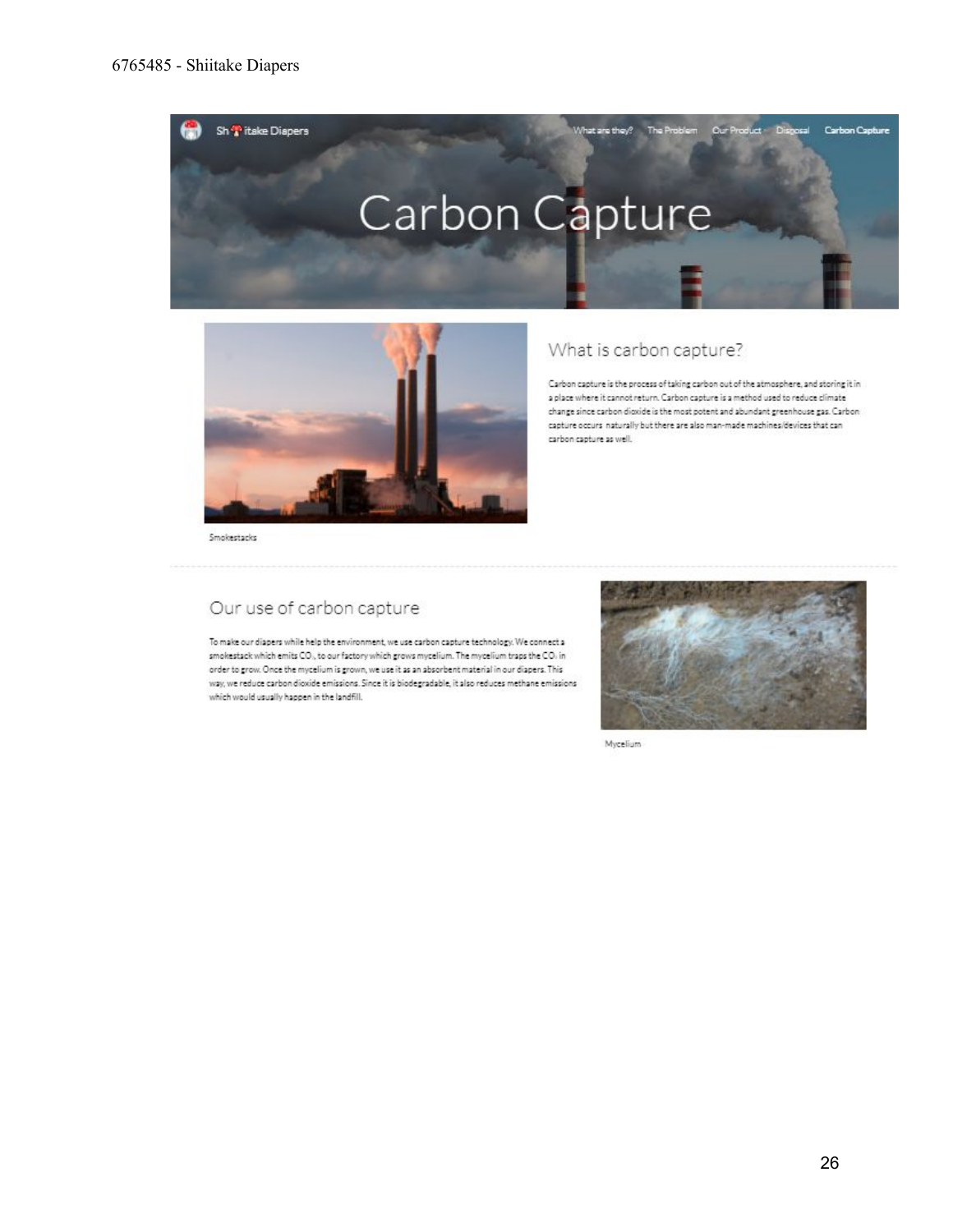Sh itake Diapers

What are they? The Problem Our Product Disposal Carbon Capture

# Carbon Capture

Smokestacks

## What is carbon capture?

Carbon capture is the process of taking carbon out of the atmosphere, and storing it in a place where it cannot return. Carbon capture is a method used to reduce climate change since carbon dioxide is the most potent and abundant greenhouse gas. Carbon capture occurs naturally but there are also man-made machines/devices that can carbon capture as well.

## Our use of carbon capture

To make our diapers while help the environment, we use carbon capture technology. We connect a smokestack which emits $CO_2$, to our factory which grows mycelium. The mycelium traps the $CO_2$ in order to grow. Once the mycelium is grown, we use it as an absorbent material in our diapers. This way, we reduce carbon dioxide emissions. Since it is biodegradable, it also reduces methane emissions which would usually happen in the landfill.

Mycelium